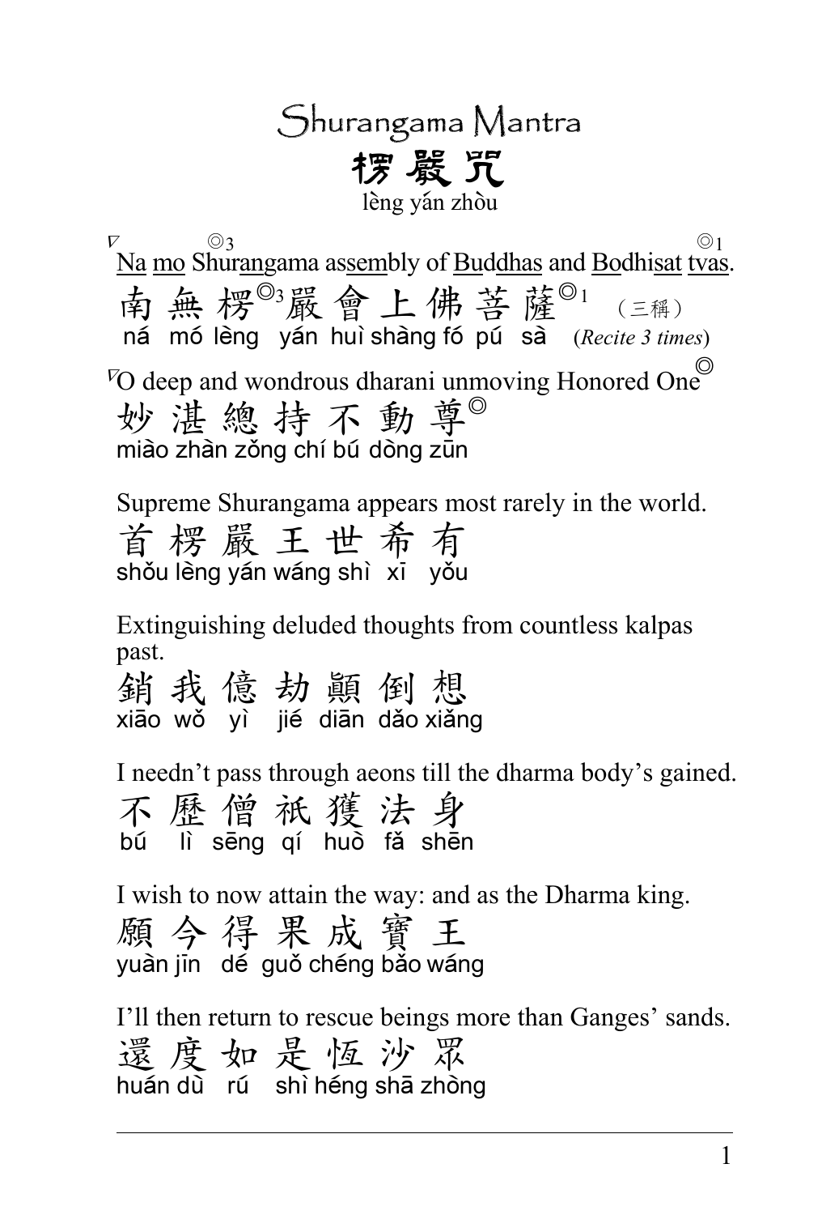# Shurangama Mantra

# 楞嚴咒

lèng yán zhòu

▽ ◎3 ◎1
Na mo Shurangama assembly of Buddhas and Bodhisat tvas.

南 無 楞◎3嚴 會 上 佛 菩 薩◎1 （三稱）

ná mó lèng yán huì shàng fó pú sà (*Recite 3 times*)

▽O deep and wondrous dharani unmoving Honored One◎

妙 湛 總 持 不 動 尊◎

miào zhàn zǒng chí bú dòng zūn

Supreme Shurangama appears most rarely in the world.

首 楞 嚴 王 世 希 有

shǒu lèng yán wáng shì xī yǒu

Extinguishing deluded thoughts from countless kalpas past.

銷 我 億 劫 顛 倒 想

xiāo wǒ yì jié diān dǎo xiǎng

I needn't pass through aeons till the dharma body's gained.

不 歷 僧 祇 獲 法 身

bú lì sēng qí huò fǎ shēn

I wish to now attain the way: and as the Dharma king.

願 今 得 果 成 寶 王

yuàn jīn dé guǒ chéng bǎo wáng

I'll then return to rescue beings more than Ganges' sands.

還 度 如 是 恆 沙 眾

huán dù rú shì héng shā zhòng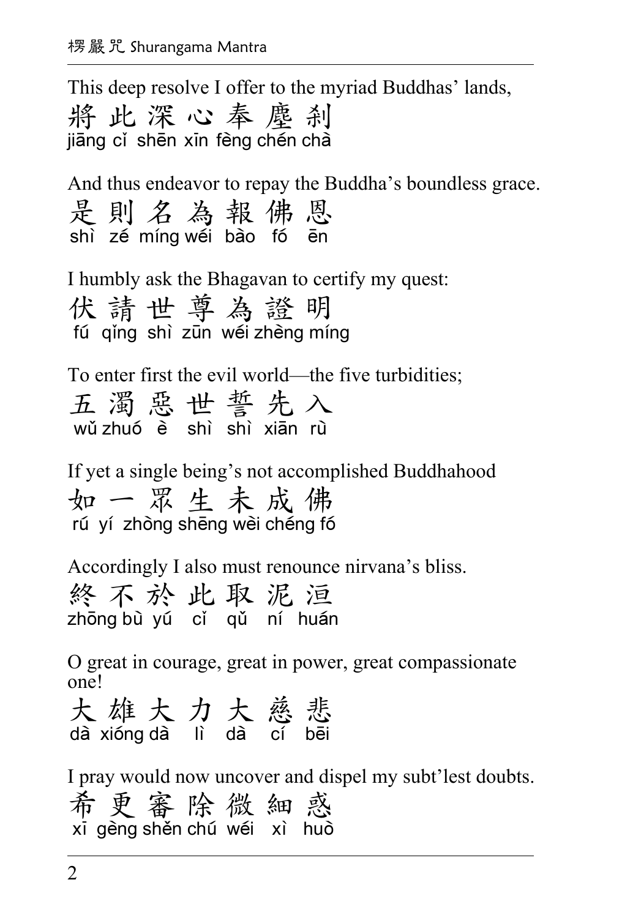This deep resolve I offer to the myriad Buddhas' lands,

將 此 深 心 奉 塵 剎
jiāng cǐ shēn xīn fèng chén chà

And thus endeavor to repay the Buddha's boundless grace.

是 則 名 為 報 佛 恩
shì zé míng wéi bào fó ēn

I humbly ask the Bhagavan to certify my quest:

伏 請 世 尊 為 證 明
fú qǐng shì zūn wéi zhèng míng

To enter first the evil world—the five turbidities;

五 濁 惡 世 誓 先 入
wǔ zhuó è shì shì xiān rù

If yet a single being's not accomplished Buddhahood

如 一 眾 生 未 成 佛
rú yí zhòng shēng wèi chéng fó

Accordingly I also must renounce nirvana's bliss.

終 不 於 此 取 泥 洹
zhōng bù yú cǐ qǔ ní huán

O great in courage, great in power, great compassionate one!

大 雄 大 力 大 慈 悲
dà xióng dà lì dà cí bēi

I pray would now uncover and dispel my subt'lest doubts.

希 更 審 除 微 細 惑
xī gèng shěn chú wéi xì huò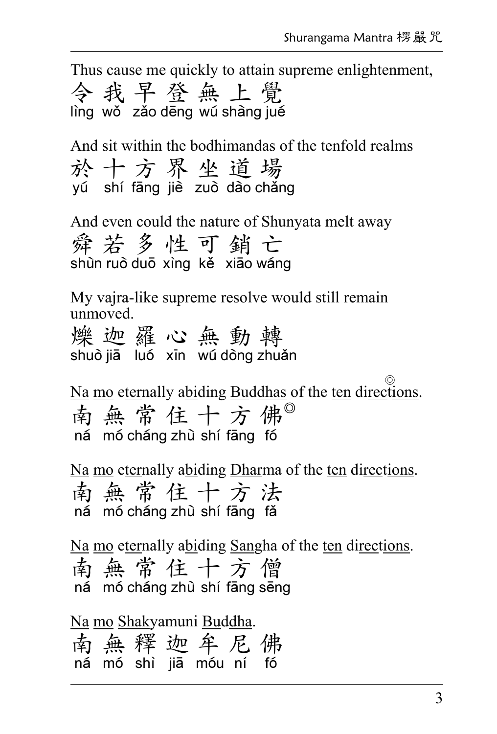Thus cause me quickly to attain supreme enlightenment,

令 我 早 登 無 上 覺
lìng wǒ zǎo dēng wú shàng jué

And sit within the bodhimandas of the tenfold realms

於 十 方 界 坐 道 場
yú shí fāng jiè zuò dào chǎng

And even could the nature of Shunyata melt away

舜 若 多 性 可 銷 亡
shùn ruò duō xìng kě xiāo wáng

My vajra-like supreme resolve would still remain unmoved.

爍 迦 羅 心 無 動 轉
shuò jiā luó xīn wú dòng zhuǎn

Na mo eternally abiding Buddhas of the ten directions. ◎

南 無 常 住 十 方 佛◎
ná mó cháng zhù shí fāng fó

Na mo eternally abiding Dharma of the ten directions.

南 無 常 住 十 方 法
ná mó cháng zhù shí fāng fǎ

Na mo eternally abiding Sangha of the ten directions.

南 無 常 住 十 方 僧
ná mó cháng zhù shí fāng sēng

Na mo Shakyamuni Buddha.

南 無 釋 迦 牟 尼 佛
ná mó shì jiā móu ní fó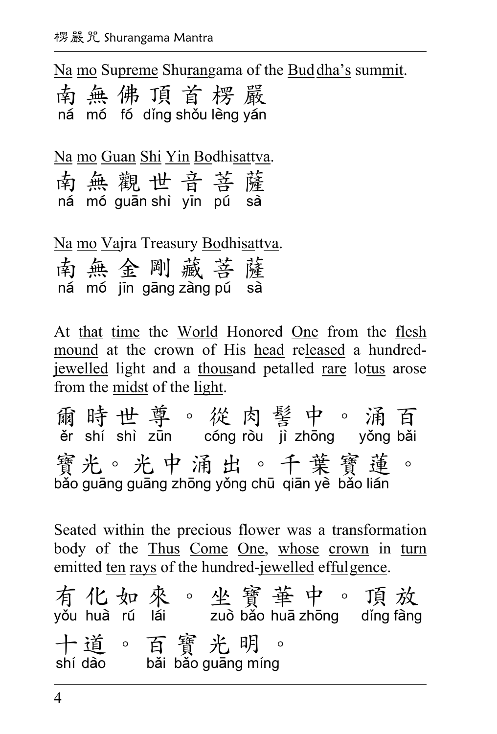Na mo Supreme Shurangama of the Buddha's summit.

南 無 佛 頂 首 楞 嚴
ná mó fó dǐng shǒu lèng yán

Na mo Guan Shi Yin Bodhisattva.

南 無 觀 世 音 菩 薩
ná mó guān shì yīn pú sà

Na mo Vajra Treasury Bodhisattva.

南 無 金 剛 藏 菩 薩
ná mó jīn gāng zàng pú sà

At that time the World Honored One from the flesh mound at the crown of His head released a hundred-jewelled light and a thousand petalled rare lotus arose from the midst of the light.

爾 時 世 尊 。 從 肉 髻 中 。 涌 百
ěr shí shì zūn cóng ròu jì zhōng yǒng bǎi

寶 光。 光 中 涌 出 。 千 葉 寶 蓮 。
bǎo guāng guāng zhōng yǒng chū qiān yè bǎo lián

Seated within the precious flower was a transformation body of the Thus Come One, whose crown in turn emitted ten rays of the hundred-jewelled effulgence.

有 化 如 來 。 坐 寶 華 中 。 頂 放
yǒu huà rú lái zuò bǎo huā zhōng dǐng fàng

十 道 。 百 寶 光 明 。
shí dào bǎi bǎo guāng míng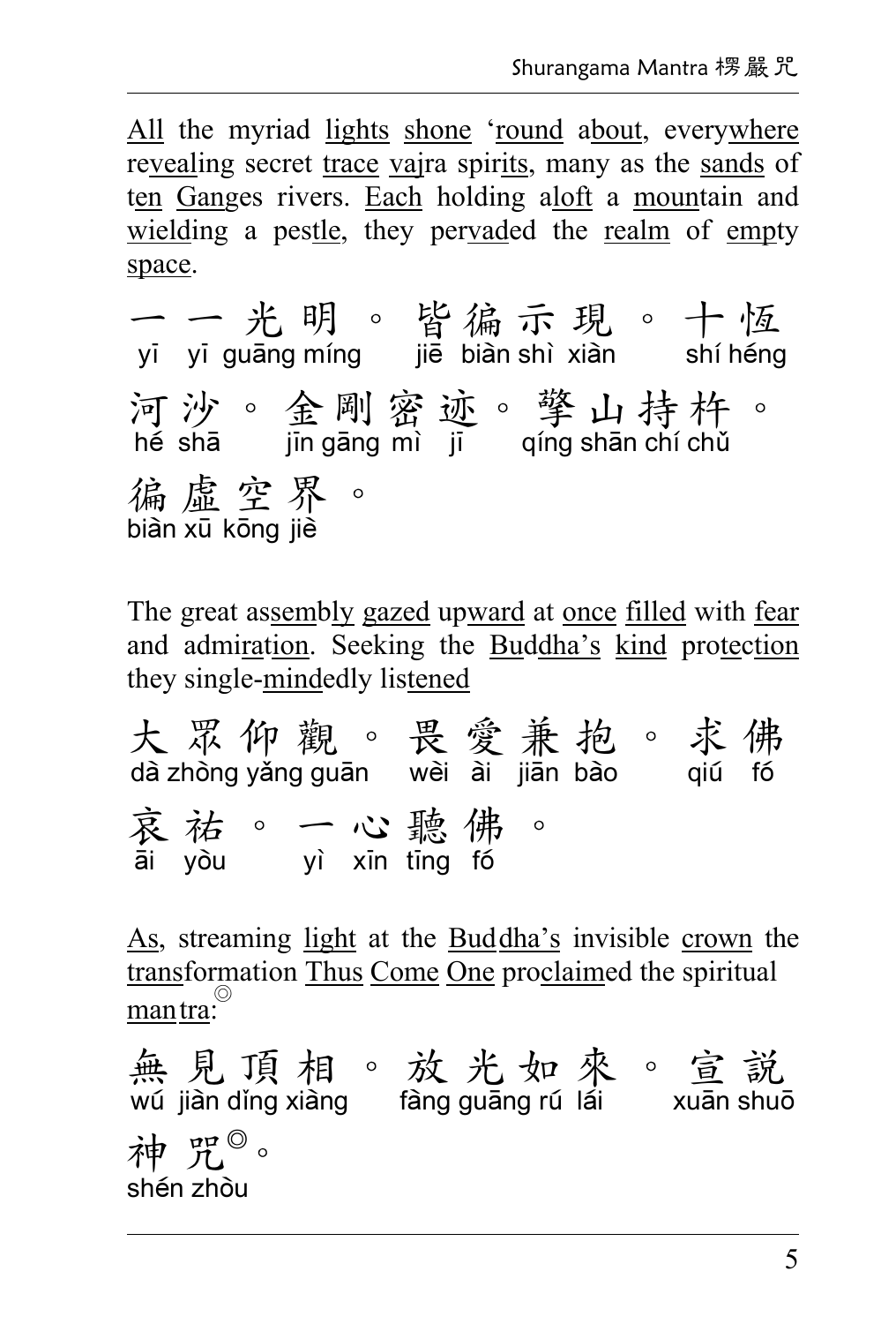All the myriad lights shone ‘round about, everywhere revealing secret trace vajra spirits, many as the sands of ten Ganges rivers. Each holding aloft a mountain and wielding a pestle, they pervaded the realm of empty space.

一一光明。皆徧示現。十恆河沙。金剛密迹。擎山持杵。徧虛空界。

yī yī guāng míng jiē biàn shì xiàn shí héng hé shā jīn gāng mì jī qíng shān chí chǔ biàn xū kōng jiè

The great assembly gazed upward at once filled with fear and admiration. Seeking the Buddha’s kind protection they single-mindedly listened

大眾仰觀。畏愛兼抱。求佛哀祐。一心聽佛。

dà zhòng yǎng guān wèi ài jiān bào qiú fó āi yòu yì xīn tīng fó

As, streaming light at the Buddha’s invisible crown the transformation Thus Come One proclaimed the spiritual mantra:◎

無見頂相。放光如來。宣說神咒◎。

wú jiàn dǐng xiàng fàng guāng rú lái xuān shuō shén zhòu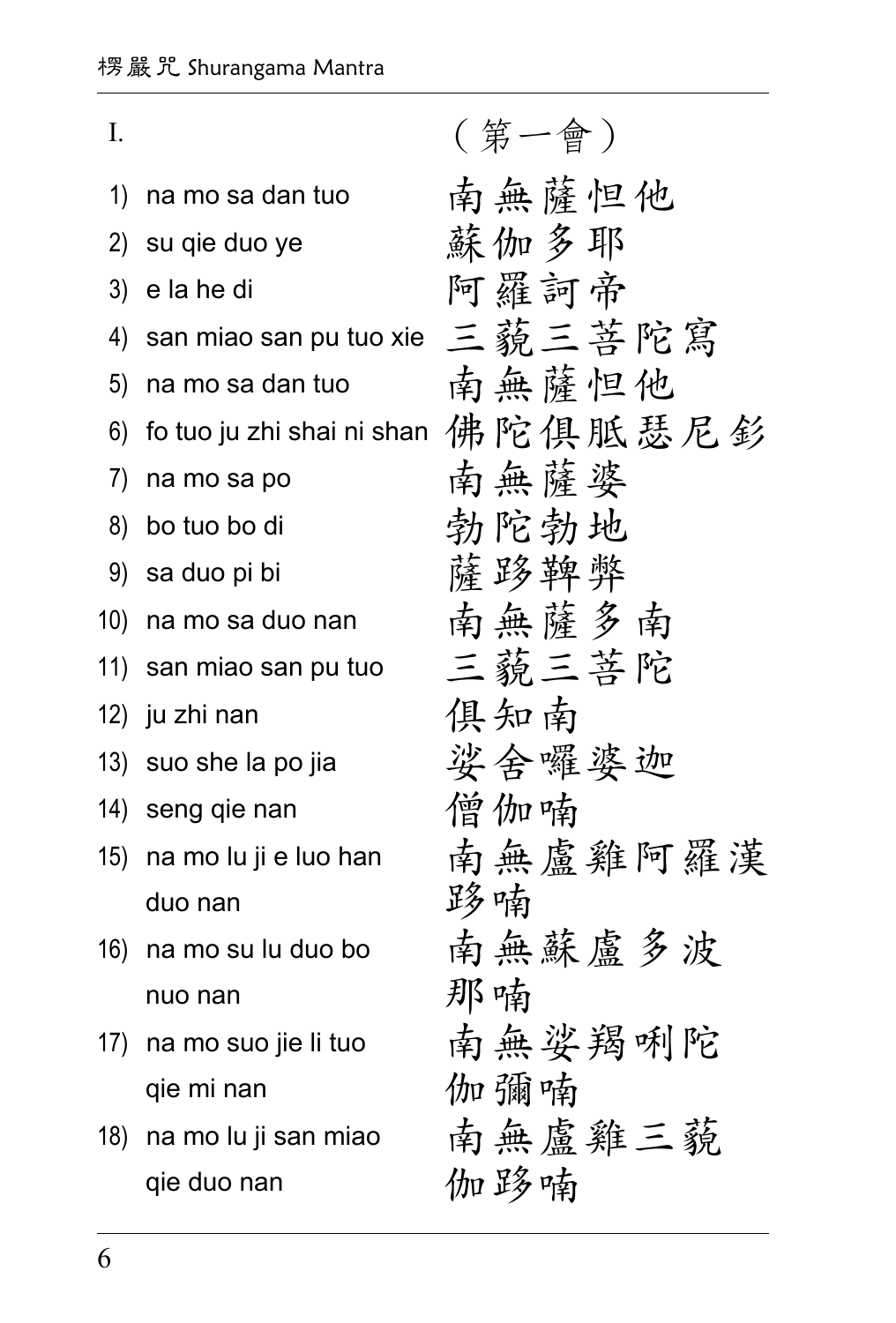| I. | （第一會） |
|---|---|
| 1) na mo sa dan tuo | 南無薩怛他 |
| 2) su qie duo ye | 蘇伽多耶 |
| 3) e la he di | 阿羅訶帝 |
| 4) san miao san pu tuo xie | 三藐三菩陀寫 |
| 5) na mo sa dan tuo | 南無薩怛他 |
| 6) fo tuo ju zhi shai ni shan | 佛陀俱胝瑟尼釤 |
| 7) na mo sa po | 南無薩婆 |
| 8) bo tuo bo di | 勃陀勃地 |
| 9) sa duo pi bi | 薩跢鞞弊 |
| 10) na mo sa duo nan | 南無薩多南 |
| 11) san miao san pu tuo | 三藐三菩陀 |
| 12) ju zhi nan | 俱知南 |
| 13) suo she la po jia | 娑舍囉婆迦 |
| 14) seng qie nan | 僧伽喃 |
| 15) na mo lu ji e luo han duo nan | 南無盧雞阿羅漢跢喃 |
| 16) na mo su lu duo bo nuo nan | 南無蘇盧多波那喃 |
| 17) na mo suo jie li tuo qie mi nan | 南無娑羯唎陀伽彌喃 |
| 18) na mo lu ji san miao qie duo nan | 南無盧雞三藐伽跢喃 |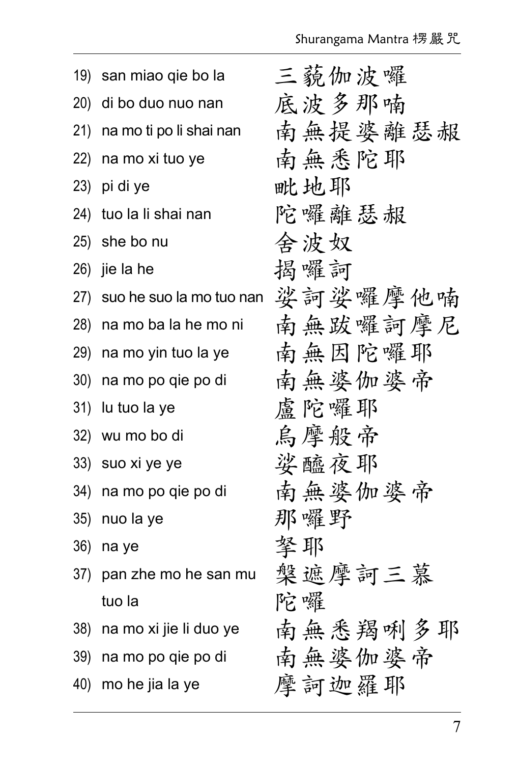19) san miao qie bo la 三藐伽波囉

20) di bo duo nuo nan 底波多那喃

21) na mo ti po li shai nan 南無提婆離瑟赧

22) na mo xi tuo ye 南無悉陀耶

23) pi di ye 毗地耶

24) tuo la li shai nan 陀囉離瑟赧

25) she bo nu 舍波奴

26) jie la he 揭囉訶

27) suo he suo la mo tuo nan 娑訶娑囉摩他喃

28) na mo ba la he mo ni 南無跋囉訶摩尼

29) na mo yin tuo la ye 南無因陀囉耶

30) na mo po qie po di 南無婆伽婆帝

31) lu tuo la ye 盧陀囉耶

32) wu mo bo di 烏摩般帝

33) suo xi ye ye 娑醯夜耶

34) na mo po qie po di 南無婆伽婆帝

35) nuo la ye 那囉野

36) na ye 拏耶

37) pan zhe mo he san mu tuo la 槃遮摩訶三慕陀囉

38) na mo xi jie li duo ye 南無悉羯唎多耶

39) na mo po qie po di 南無婆伽婆帝

40) mo he jia la ye 摩訶迦羅耶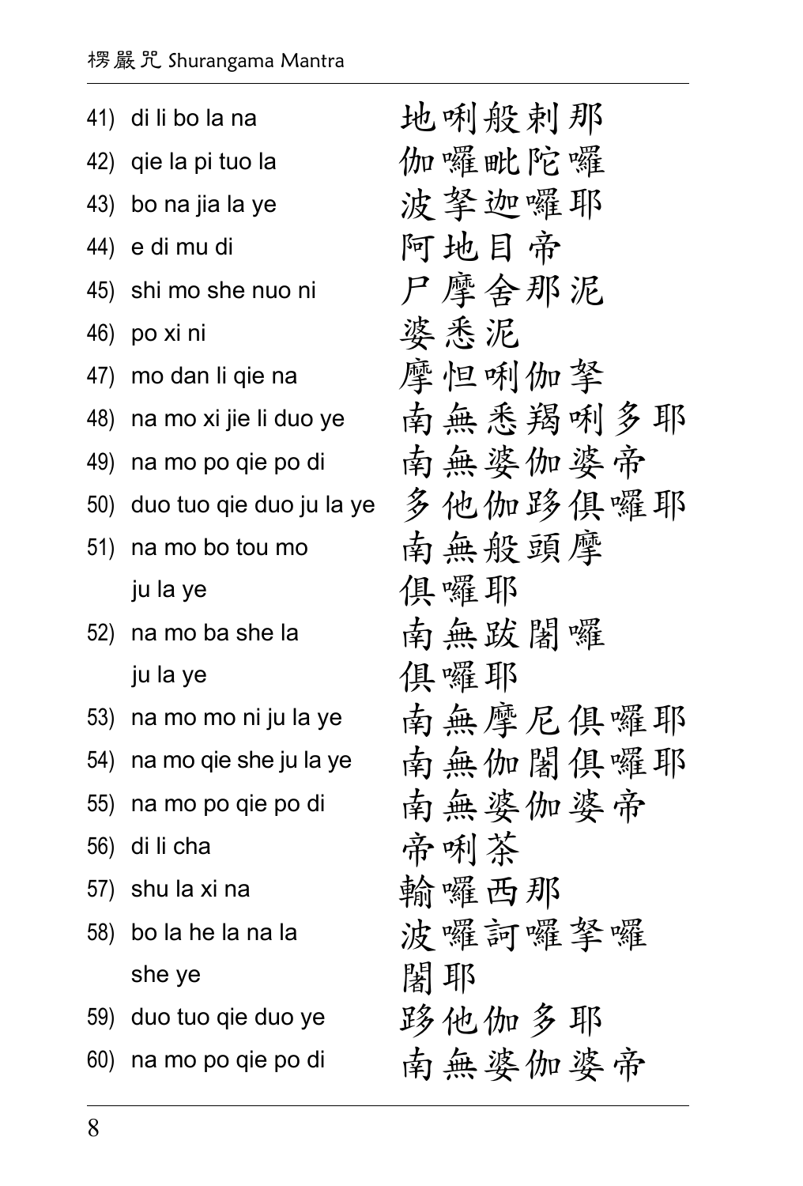| | | |
|---|---|---|
| 41) | di li bo la na | 地唎般刺那 |
| 42) | qie la pi tuo la | 伽囉毗陀囉 |
| 43) | bo na jia la ye | 波拏迦囉耶 |
| 44) | e di mu di | 阿地目帝 |
| 45) | shi mo she nuo ni | 尸摩舍那泥 |
| 46) | po xi ni | 婆悉泥 |
| 47) | mo dan li qie na | 摩怛唎伽拏 |
| 48) | na mo xi jie li duo ye | 南無悉羯唎多耶 |
| 49) | na mo po qie po di | 南無婆伽婆帝 |
| 50) | duo tuo qie duo ju la ye | 多他伽跢俱囉耶 |
| 51) | na mo bo tou mo ju la ye | 南無般頭摩俱囉耶 |
| 52) | na mo ba she la ju la ye | 南無跋闍囉俱囉耶 |
| 53) | na mo mo ni ju la ye | 南無摩尼俱囉耶 |
| 54) | na mo qie she ju la ye | 南無伽闍俱囉耶 |
| 55) | na mo po qie po di | 南無婆伽婆帝 |
| 56) | di li cha | 帝唎茶 |
| 57) | shu la xi na | 輸囉西那 |
| 58) | bo la he la na la she ye | 波囉訶囉拏囉闍耶 |
| 59) | duo tuo qie duo ye | 跢他伽多耶 |
| 60) | na mo po qie po di | 南無婆伽婆帝 |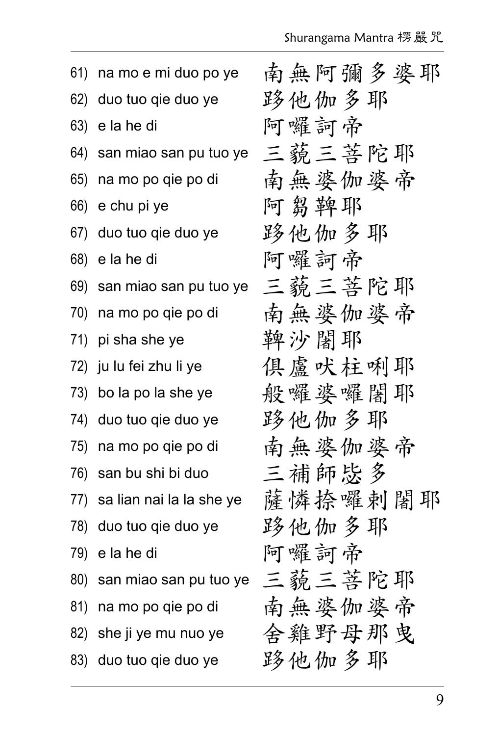61) na mo e mi duo po ye 南無阿彌多婆耶
62) duo tuo qie duo ye 哆他伽多耶
63) e la he di 阿囉訶帝
64) san miao san pu tuo ye 三藐三菩陀耶
65) na mo po qie po di 南無婆伽婆帝
66) e chu pi ye 阿芻鞞耶
67) duo tuo qie duo ye 哆他伽多耶
68) e la he di 阿囉訶帝
69) san miao san pu tuo ye 三藐三菩陀耶
70) na mo po qie po di 南無婆伽婆帝
71) pi sha she ye 鞞沙闍耶
72) ju lu fei zhu li ye 俱盧吠柱唎耶
73) bo la po la she ye 般囉婆囉闍耶
74) duo tuo qie duo ye 哆他伽多耶
75) na mo po qie po di 南無婆伽婆帝
76) san bu shi bi duo 三補師毖多
77) sa lian nai la la she ye 薩憐捺囉剌闍耶
78) duo tuo qie duo ye 哆他伽多耶
79) e la he di 阿囉訶帝
80) san miao san pu tuo ye 三藐三菩陀耶
81) na mo po qie po di 南無婆伽婆帝
82) she ji ye mu nuo ye 舍雞野母那曳
83) duo tuo qie duo ye 哆他伽多耶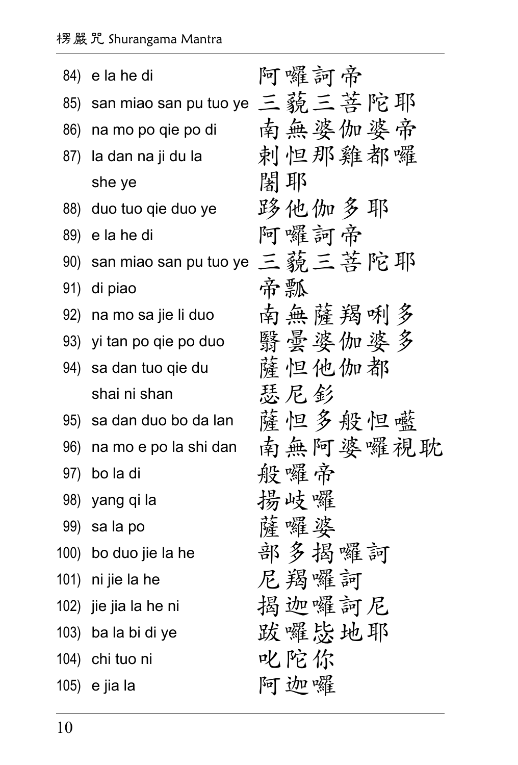| | | |
|---|---|---|
| 84) | e la he di | 阿囉訶帝 |
| 85) | san miao san pu tuo ye | 三藐三菩陀耶 |
| 86) | na mo po qie po di | 南無婆伽婆帝 |
| 87) | la dan na ji du la she ye | 剌怛那雞都囉闍耶 |
| 88) | duo tuo qie duo ye | 跢他伽多耶 |
| 89) | e la he di | 阿囉訶帝 |
| 90) | san miao san pu tuo ye | 三藐三菩陀耶 |
| 91) | di piao | 帝瓢 |
| 92) | na mo sa jie li duo | 南無薩羯唎多 |
| 93) | yi tan po qie po duo | 翳曇婆伽婆多 |
| 94) | sa dan tuo qie du shai ni shan | 薩怛他伽都瑟尼釤 |
| 95) | sa dan duo bo da lan | 薩怛多般怛嚂 |
| 96) | na mo e po la shi dan | 南無阿婆囉視耽 |
| 97) | bo la di | 般囉帝 |
| 98) | yang qi la | 揚岐囉 |
| 99) | sa la po | 薩囉婆 |
| 100) | bo duo jie la he | 部多揭囉訶 |
| 101) | ni jie la he | 尼羯囉訶 |
| 102) | jie jia la he ni | 揭迦囉訶尼 |
| 103) | ba la bi di ye | 跋囉毖地耶 |
| 104) | chi tuo ni | 叱陀你 |
| 105) | e jia la | 阿迦囉 |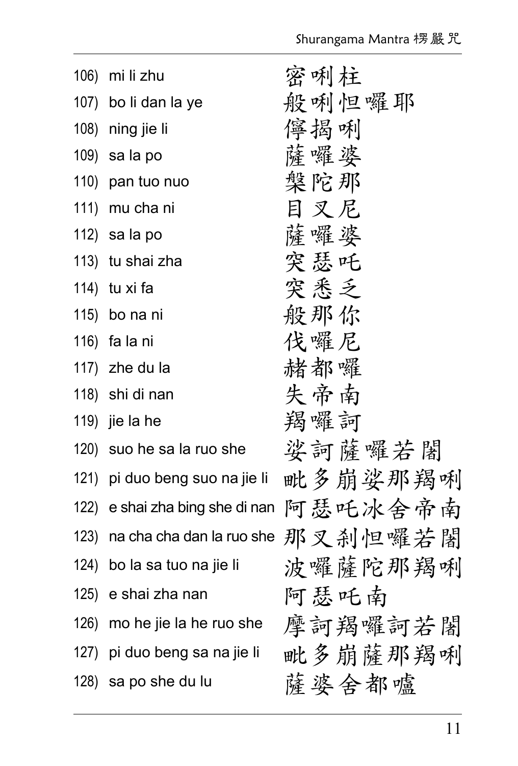| | | |
|---|---|---|
| 106) | mi li zhu | 密唎柱 |
| 107) | bo li dan la ye | 般唎怛囉耶 |
| 108) | ning jie li | 儜揭唎 |
| 109) | sa la po | 薩囉婆 |
| 110) | pan tuo nuo | 槃陀那 |
| 111) | mu cha ni | 目叉尼 |
| 112) | sa la po | 薩囉婆 |
| 113) | tu shai zha | 突瑟吒 |
| 114) | tu xi fa | 突悉乏 |
| 115) | bo na ni | 般那你 |
| 116) | fa la ni | 伐囉尼 |
| 117) | zhe du la | 赭都囉 |
| 118) | shi di nan | 失帝南 |
| 119) | jie la he | 羯囉訶 |
| 120) | suo he sa la ruo she | 娑訶薩囉若闍 |
| 121) | pi duo beng suo na jie li | 毗多崩娑那羯唎 |
| 122) | e shai zha bing she di nan | 阿瑟吒冰舍帝南 |
| 123) | na cha cha dan la ruo she | 那叉刹怛囉若闍 |
| 124) | bo la sa tuo na jie li | 波囉薩陀那羯唎 |
| 125) | e shai zha nan | 阿瑟吒南 |
| 126) | mo he jie la he ruo she | 摩訶羯囉訶若闍 |
| 127) | pi duo beng sa na jie li | 毗多崩薩那羯唎 |
| 128) | sa po she du lu | 薩婆舍都嚧 |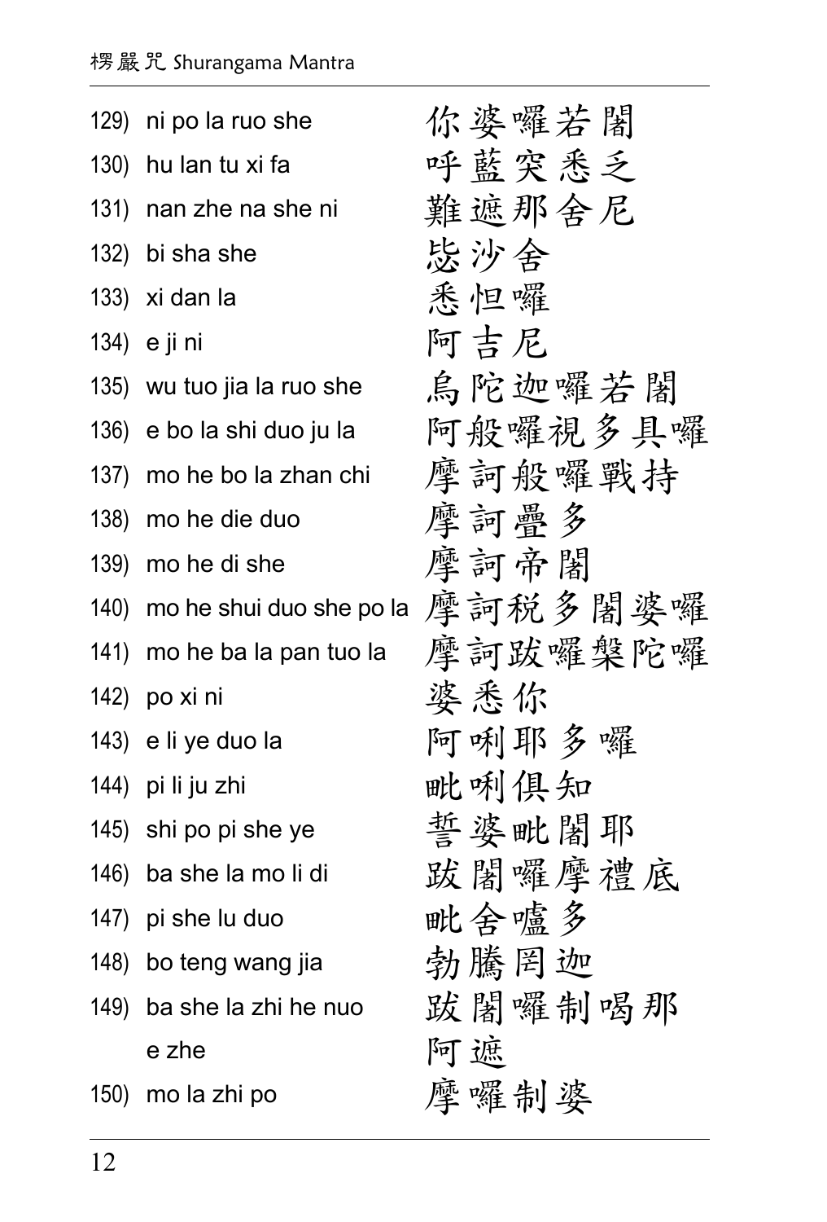| | | |
|---|---|---|
| 129) | ni po la ruo she | 你婆囉若闍 |
| 130) | hu lan tu xi fa | 呼藍突悉乏 |
| 131) | nan zhe na she ni | 難遮那舍尼 |
| 132) | bi sha she | 毖沙舍 |
| 133) | xi dan la | 悉怛囉 |
| 134) | e ji ni | 阿吉尼 |
| 135) | wu tuo jia la ruo she | 烏陀迦囉若闍 |
| 136) | e bo la shi duo ju la | 阿般囉視多具囉 |
| 137) | mo he bo la zhan chi | 摩訶般囉戰持 |
| 138) | mo he die duo | 摩訶疊多 |
| 139) | mo he di she | 摩訶帝闍 |
| 140) | mo he shui duo she po la | 摩訶稅多闍婆囉 |
| 141) | mo he ba la pan tuo la | 摩訶跋囉槃陀囉 |
| 142) | po xi ni | 婆悉你 |
| 143) | e li ye duo la | 阿唎耶多囉 |
| 144) | pi li ju zhi | 毗唎俱知 |
| 145) | shi po pi she ye | 誓婆毗闍耶 |
| 146) | ba she la mo li di | 跋闍囉摩禮底 |
| 147) | pi she lu duo | 毗舍嚧多 |
| 148) | bo teng wang jia | 勃騰罔迦 |
| 149) | ba she la zhi he nuo e zhe | 跋闍囉制喝那阿遮 |
| 150) | mo la zhi po | 摩囉制婆 |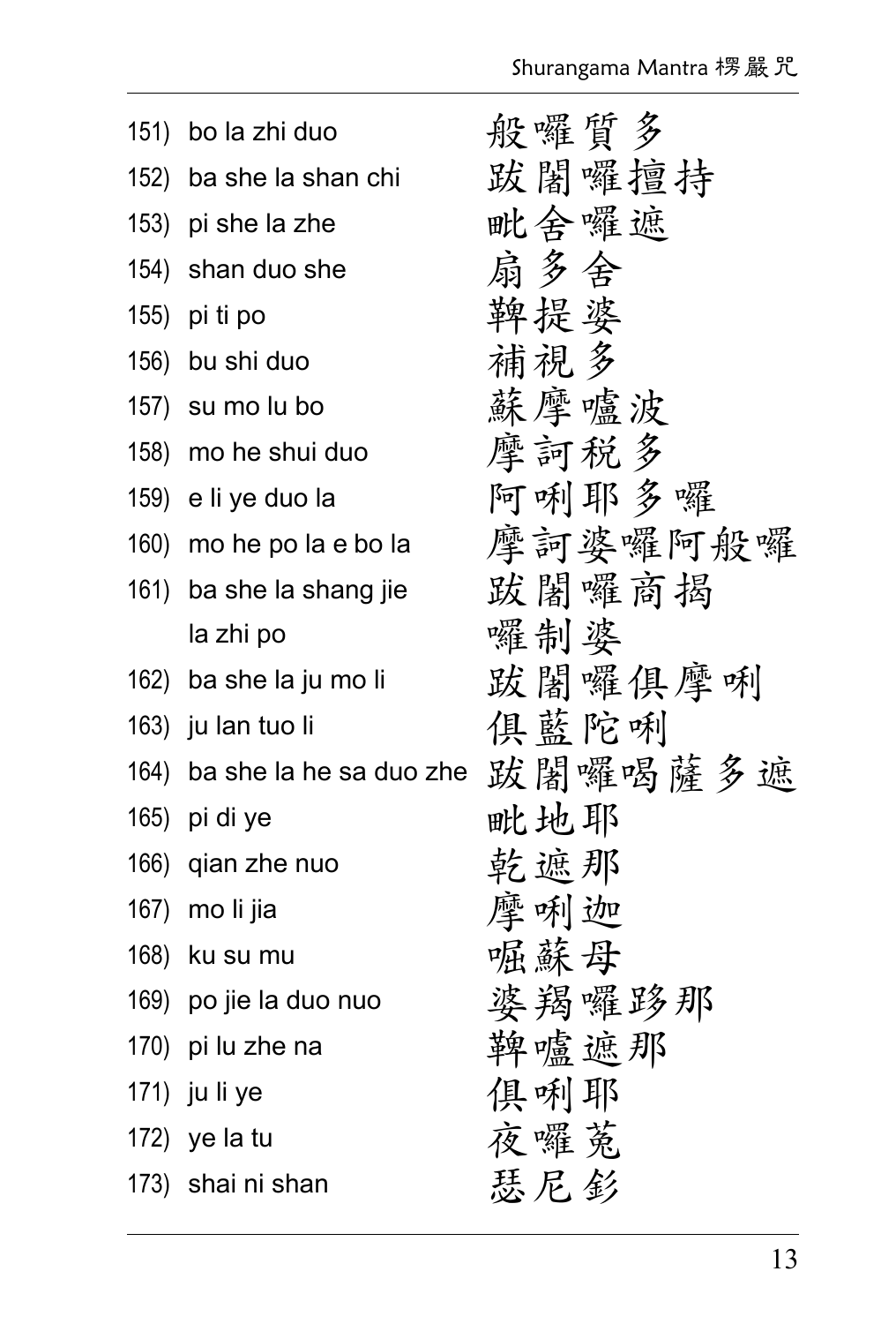151) bo la zhi duo 般囉質多

152) ba she la shan chi 跋闍囉擅持

153) pi she la zhe 毗舍囉遮

154) shan duo she 扇多舍

155) pi ti po 鞞提婆

156) bu shi duo 補視多

157) su mo lu bo 蘇摩嚧波

158) mo he shui duo 摩訶稅多

159) e li ye duo la 阿唎耶多囉

160) mo he po la e bo la 摩訶婆囉阿般囉

161) ba she la shang jie la zhi po 跋闍囉商揭囉制婆

162) ba she la ju mo li 跋闍囉俱摩唎

163) ju lan tuo li 俱藍陀唎

164) ba she la he sa duo zhe 跋闍囉喝薩多遮

165) pi di ye 毗地耶

166) qian zhe nuo 乾遮那

167) mo li jia 摩唎迦

168) ku su mu 啒蘇母

169) po jie la duo nuo 婆羯囉跢那

170) pi lu zhe na 鞞嚧遮那

171) ju li ye 俱唎耶

172) ye la tu 夜囉菟

173) shai ni shan 瑟尼釤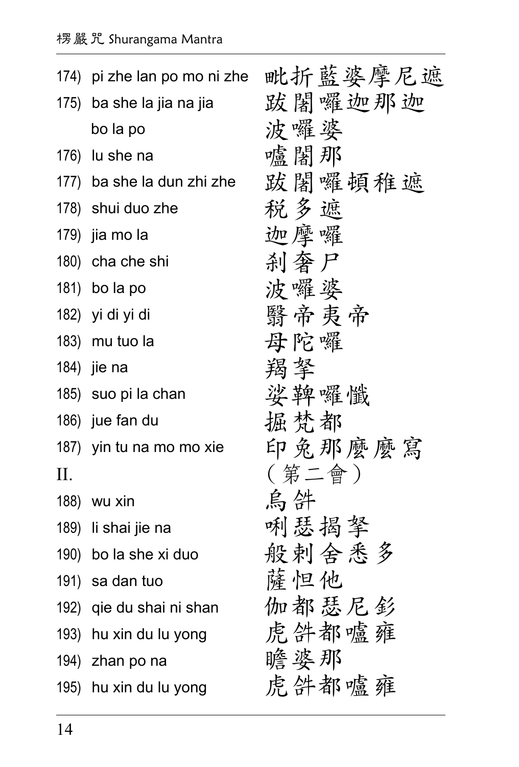| | | |
|---|---|---|
| 174) | pi zhe lan po mo ni zhe | 毗折藍婆摩尼遮 |
| 175) | ba she la jia na jia | 跋闍囉迦那迦 |
| | bo la po | 波囉婆 |
| 176) | lu she na | 嚧闍那 |
| 177) | ba she la dun zhi zhe | 跋闍囉頓稚遮 |
| 178) | shui duo zhe | 稅多遮 |
| 179) | jia mo la | 迦摩囉 |
| 180) | cha che shi | 剎奢尸 |
| 181) | bo la po | 波囉婆 |
| 182) | yi di yi di | 翳帝夷帝 |
| 183) | mu tuo la | 母陀囉 |
| 184) | jie na | 羯拏 |
| 185) | suo pi la chan | 娑鞞囉懺 |
| 186) | jue fan du | 掘梵都 |
| 187) | yin tu na mo mo xie | 印兔那麼麼寫 |
| II. | | （第二會） |
| 188) | wu xin | 烏䫂 |
| 189) | li shai jie na | 唎瑟揭拏 |
| 190) | bo la she xi duo | 般剌舍悉多 |
| 191) | sa dan tuo | 薩怛他 |
| 192) | qie du shai ni shan | 伽都瑟尼釤 |
| 193) | hu xin du lu yong | 虎䫂都嚧雍 |
| 194) | zhan po na | 瞻婆那 |
| 195) | hu xin du lu yong | 虎䫂都嚧雍 |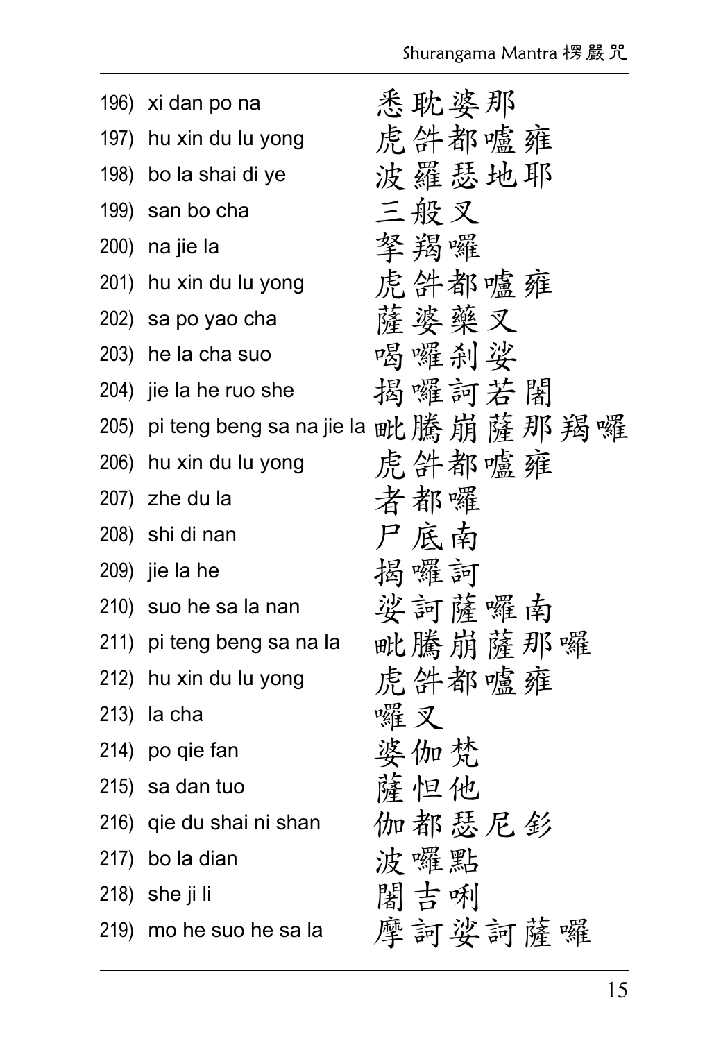196) xi dan po na 悉耽婆那
197) hu xin du lu yong 虎舒都嚧雍
198) bo la shai di ye 波羅瑟地耶
199) san bo cha 三般叉
200) na jie la 拏羯囉
201) hu xin du lu yong 虎舒都嚧雍
202) sa po yao cha 薩婆藥叉
203) he la cha suo 喝囉刹娑
204) jie la he ruo she 揭囉訶若闍
205) pi teng beng sa na jie la 毗騰崩薩那羯囉
206) hu xin du lu yong 虎舒都嚧雍
207) zhe du la 者都囉
208) shi di nan 尸底南
209) jie la he 揭囉訶
210) suo he sa la nan 娑訶薩囉南
211) pi teng beng sa na la 毗騰崩薩那囉
212) hu xin du lu yong 虎舒都嚧雍
213) la cha 囉叉
214) po qie fan 婆伽梵
215) sa dan tuo 薩怛他
216) qie du shai ni shan 伽都瑟尼釤
217) bo la dian 波囉點
218) she ji li 闍吉唎
219) mo he suo he sa la 摩訶娑訶薩囉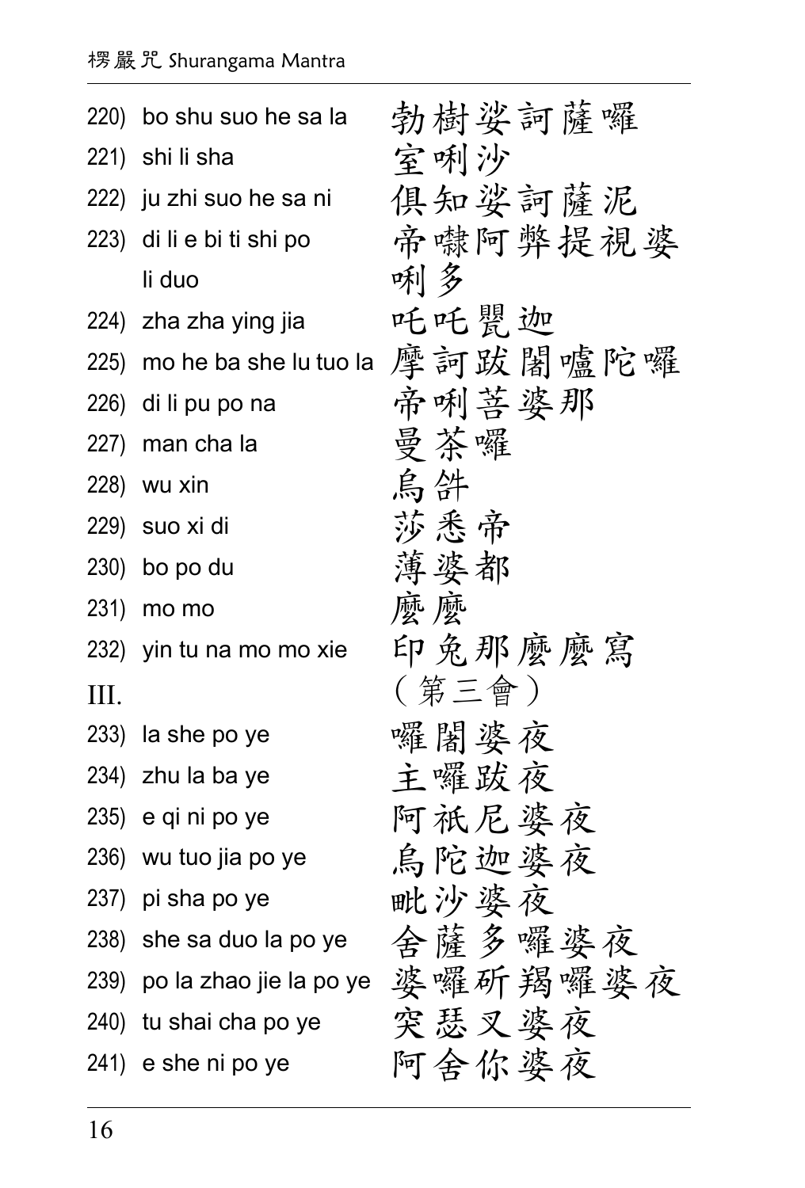| | | |
|---|---|---|
| 220) | bo shu suo he sa la | 勃樹娑訶薩囉 |
| 221) | shi li sha | 室唎沙 |
| 222) | ju zhi suo he sa ni | 俱知娑訶薩泥 |
| 223) | di li e bi ti shi po li duo | 帝嚇阿弊提視婆唎多 |
| 224) | zha zha ying jia | 吒吒甖迦 |
| 225) | mo he ba she lu tuo la | 摩訶跋闍嚧陀囉 |
| 226) | di li pu po na | 帝唎菩婆那 |
| 227) | man cha la | 曼茶囉 |
| 228) | wu xin | 烏䖮 |
| 229) | suo xi di | 莎悉帝 |
| 230) | bo po du | 薄婆都 |
| 231) | mo mo | 麼麼 |
| 232) | yin tu na mo mo xie | 印兔那麼麼寫 |
| III. | | （第三會） |
| 233) | la she po ye | 囉闍婆夜 |
| 234) | zhu la ba ye | 主囉跋夜 |
| 235) | e qi ni po ye | 阿祇尼婆夜 |
| 236) | wu tuo jia po ye | 烏陀迦婆夜 |
| 237) | pi sha po ye | 毗沙婆夜 |
| 238) | she sa duo la po ye | 舍薩多囉婆夜 |
| 239) | po la zhao jie la po ye | 婆囉斫羯囉婆夜 |
| 240) | tu shai cha po ye | 突瑟叉婆夜 |
| 241) | e she ni po ye | 阿舍你婆夜 |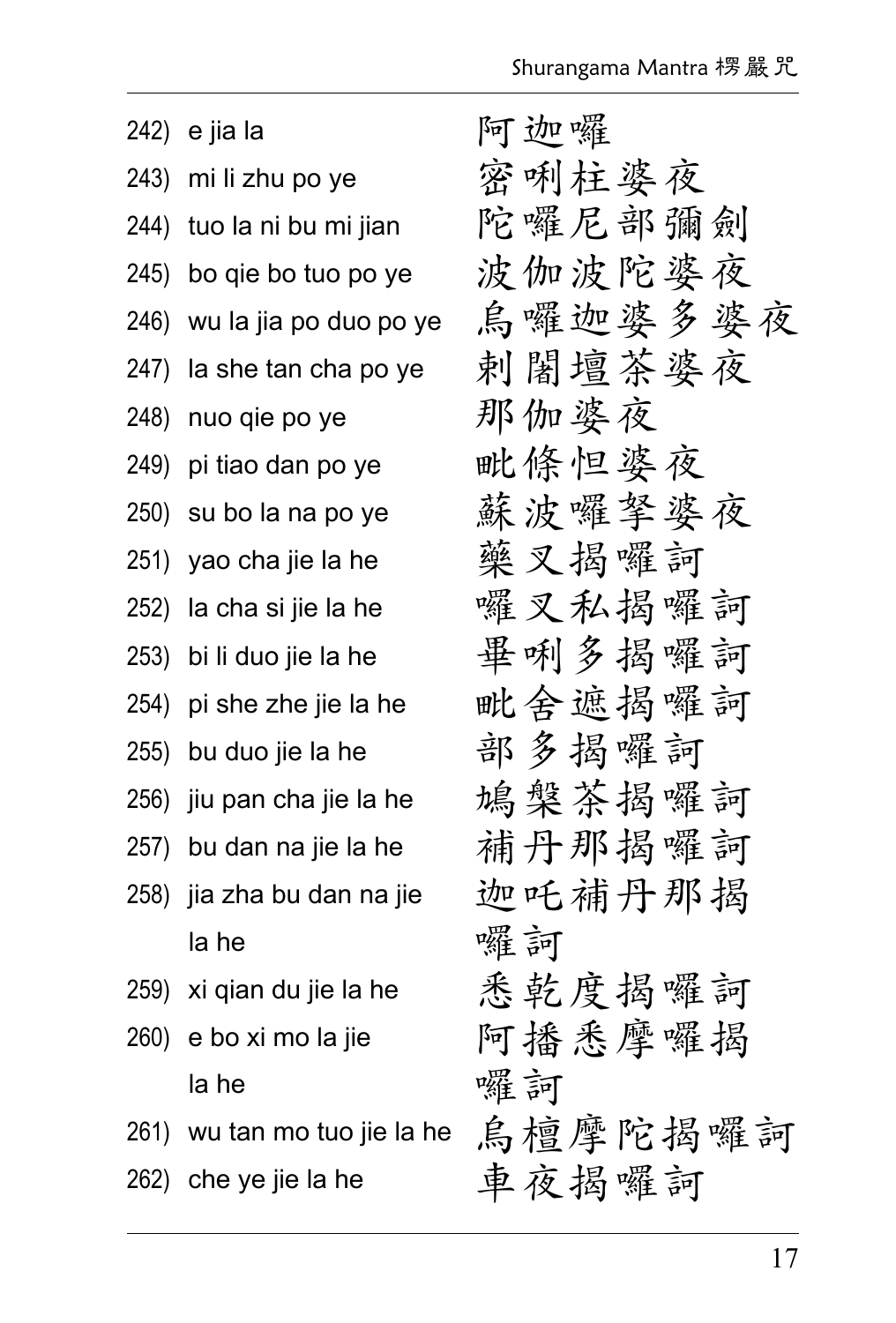242) e jia la 阿迦囉

243) mi li zhu po ye 密唎柱婆夜

244) tuo la ni bu mi jian 陀囉尼部彌劍

245) bo qie bo tuo po ye 波伽波陀婆夜

246) wu la jia po duo po ye 烏囉迦婆多婆夜

247) la she tan cha po ye 剌闍壇茶婆夜

248) nuo qie po ye 那伽婆夜

249) pi tiao dan po ye 毗條怛婆夜

250) su bo la na po ye 蘇波囉拏婆夜

251) yao cha jie la he 藥叉揭囉訶

252) la cha si jie la he 囉叉私揭囉訶

253) bi li duo jie la he 畢唎多揭囉訶

254) pi she zhe jie la he 毗舍遮揭囉訶

255) bu duo jie la he 部多揭囉訶

256) jiu pan cha jie la he 鳩槃茶揭囉訶

257) bu dan na jie la he 補丹那揭囉訶

258) jia zha bu dan na jie la he 迦吒補丹那揭囉訶

259) xi qian du jie la he 悉乾度揭囉訶

260) e bo xi mo la jie la he 阿播悉摩囉揭囉訶

261) wu tan mo tuo jie la he 烏檀摩陀揭囉訶

262) che ye jie la he 車夜揭囉訶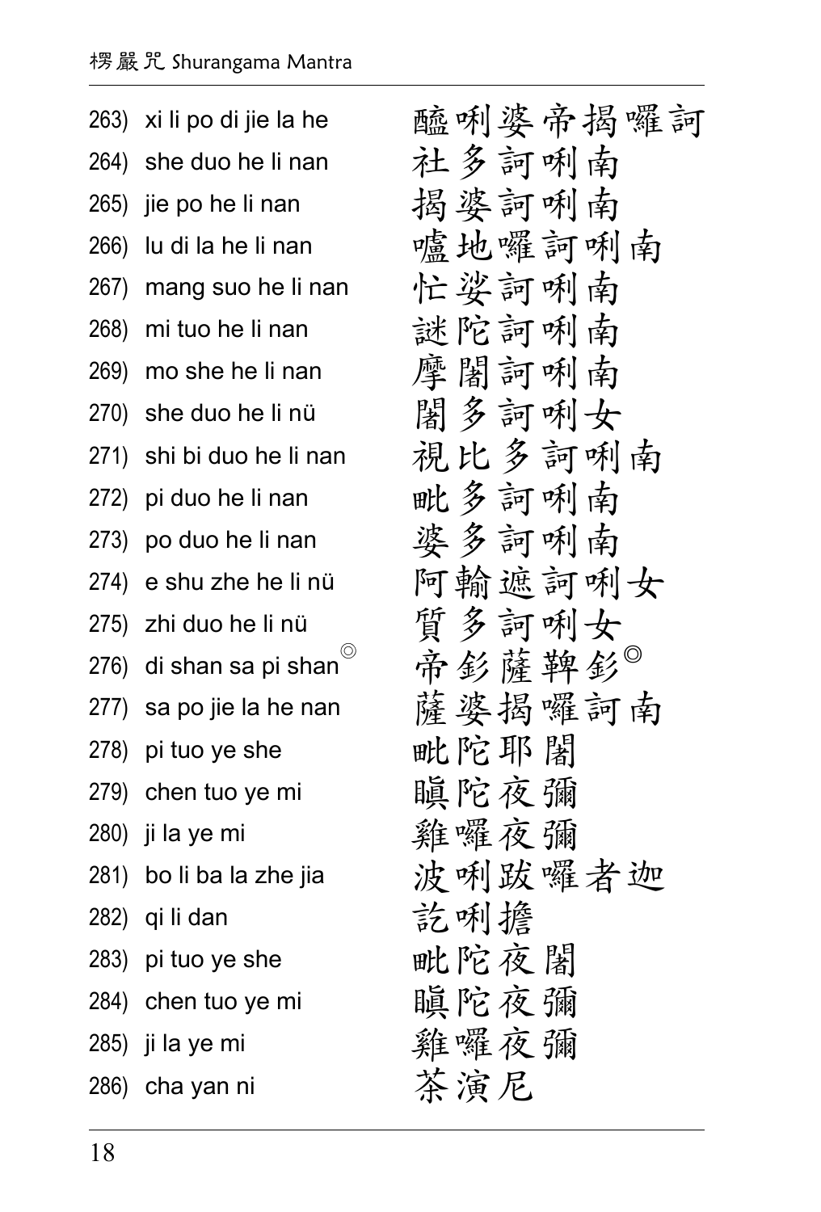| | |
|---|---|
| 263) xi li po di jie la he | 醯唎婆帝揭囉訶 |
| 264) she duo he li nan | 社多訶唎南 |
| 265) jie po he li nan | 揭婆訶唎南 |
| 266) lu di la he li nan | 嚧地囉訶唎南 |
| 267) mang suo he li nan | 忙娑訶唎南 |
| 268) mi tuo he li nan | 謎陀訶唎南 |
| 269) mo she he li nan | 摩闍訶唎南 |
| 270) she duo he li nü | 闍多訶唎女 |
| 271) shi bi duo he li nan | 視比多訶唎南 |
| 272) pi duo he li nan | 毗多訶唎南 |
| 273) po duo he li nan | 婆多訶唎南 |
| 274) e shu zhe he li nü | 阿輸遮訶唎女 |
| 275) zhi duo he li nü | 質多訶唎女 |
| 276) di shan sa pi shan◎ | 帝釤薩鞞釤◎ |
| 277) sa po jie la he nan | 薩婆揭囉訶南 |
| 278) pi tuo ye she | 毗陀耶闍 |
| 279) chen tuo ye mi | 瞋陀夜彌 |
| 280) ji la ye mi | 雞囉夜彌 |
| 281) bo li ba la zhe jia | 波唎跋囉者迦 |
| 282) qi li dan | 訖唎擔 |
| 283) pi tuo ye she | 毗陀夜闍 |
| 284) chen tuo ye mi | 瞋陀夜彌 |
| 285) ji la ye mi | 雞囉夜彌 |
| 286) cha yan ni | 茶演尼 |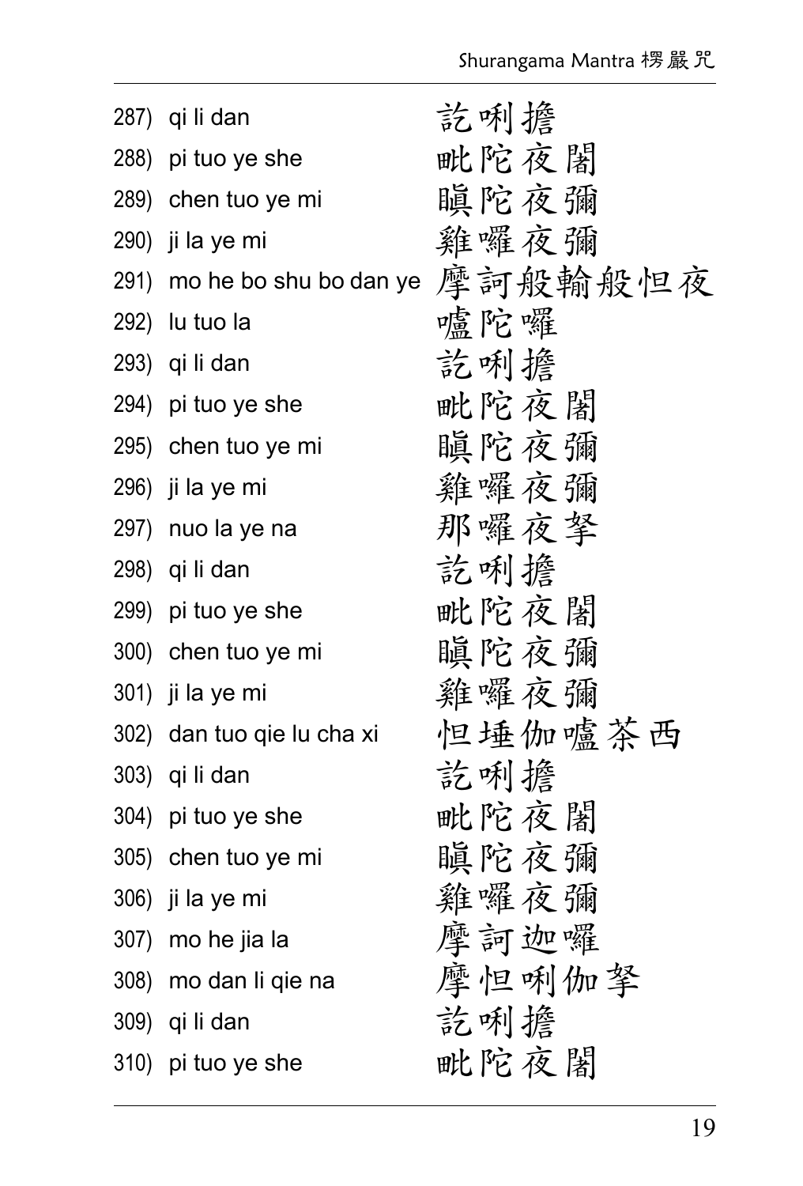287) qi li dan 訖唎擔

288) pi tuo ye she 毗陀夜闍

289) chen tuo ye mi 瞋陀夜彌

290) ji la ye mi 雞囉夜彌

291) mo he bo shu bo dan ye 摩訶般輸般怛夜

292) lu tuo la 嚧陀囉

293) qi li dan 訖唎擔

294) pi tuo ye she 毗陀夜闍

295) chen tuo ye mi 瞋陀夜彌

296) ji la ye mi 雞囉夜彌

297) nuo la ye na 那囉夜拏

298) qi li dan 訖唎擔

299) pi tuo ye she 毗陀夜闍

300) chen tuo ye mi 瞋陀夜彌

301) ji la ye mi 雞囉夜彌

302) dan tuo qie lu cha xi 怛埵伽嚧茶西

303) qi li dan 訖唎擔

304) pi tuo ye she 毗陀夜闍

305) chen tuo ye mi 瞋陀夜彌

306) ji la ye mi 雞囉夜彌

307) mo he jia la 摩訶迦囉

308) mo dan li qie na 摩怛唎伽拏

309) qi li dan 訖唎擔

310) pi tuo ye she 毗陀夜闍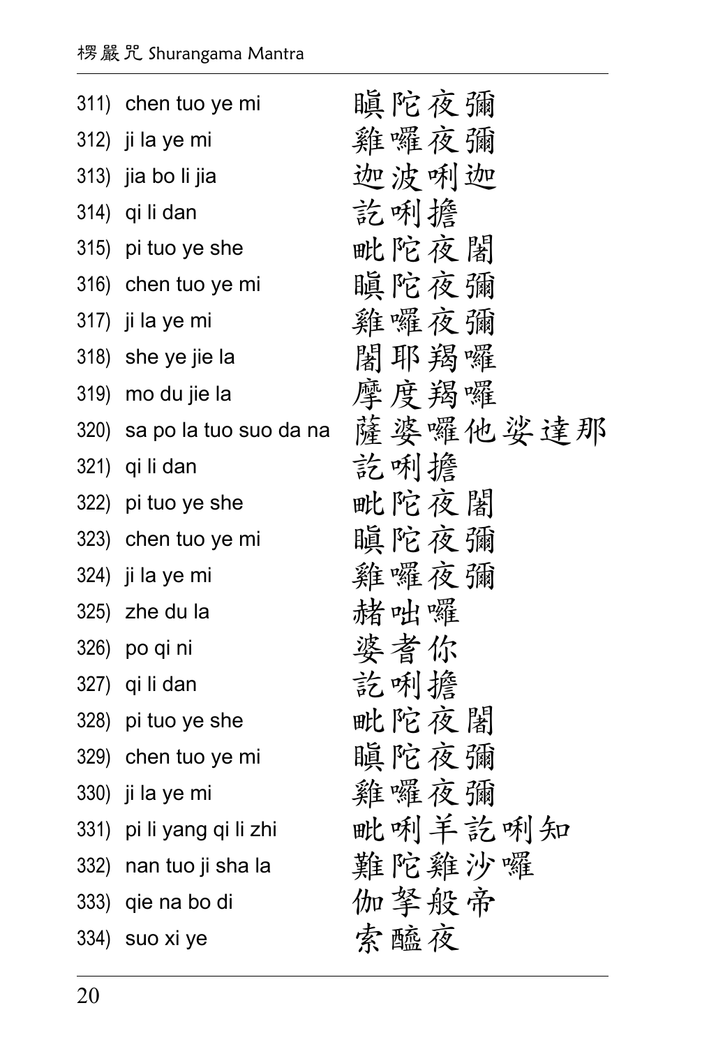311) chen tuo ye mi 瞋陀夜彌

312) ji la ye mi 雞囉夜彌

313) jia bo li jia 迦波唎迦

314) qi li dan 訖唎擔

315) pi tuo ye she 毗陀夜闍

316) chen tuo ye mi 瞋陀夜彌

317) ji la ye mi 雞囉夜彌

318) she ye jie la 闍耶羯囉

319) mo du jie la 摩度羯囉

320) sa po la tuo suo da na 薩婆囉他娑達那

321) qi li dan 訖唎擔

322) pi tuo ye she 毗陀夜闍

323) chen tuo ye mi 瞋陀夜彌

324) ji la ye mi 雞囉夜彌

325) zhe du la 赭咄囉

326) po qi ni 婆耆你

327) qi li dan 訖唎擔

328) pi tuo ye she 毗陀夜闍

329) chen tuo ye mi 瞋陀夜彌

330) ji la ye mi 雞囉夜彌

331) pi li yang qi li zhi 毗唎羊訖唎知

332) nan tuo ji sha la 難陀雞沙囉

333) qie na bo di 伽拏般帝

334) suo xi ye 索醯夜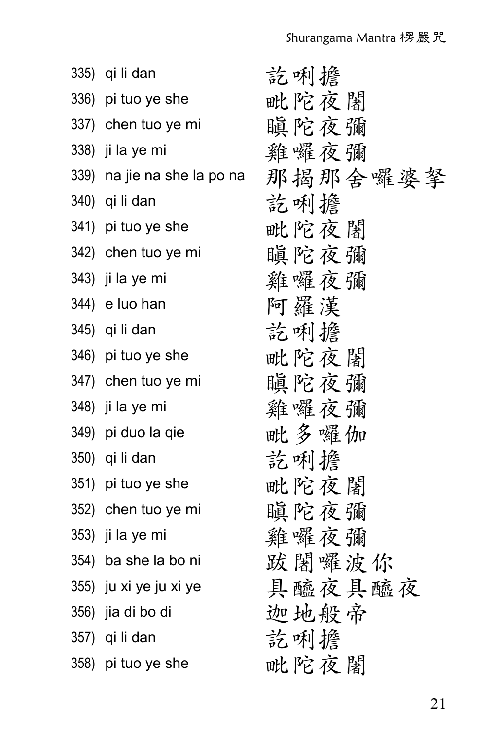335) qi li dan 訖唎擔
336) pi tuo ye she 毗陀夜闍
337) chen tuo ye mi 瞋陀夜彌
338) ji la ye mi 雞囉夜彌
339) na jie na she la po na 那揭那舍囉婆拏
340) qi li dan 訖唎擔
341) pi tuo ye she 毗陀夜闍
342) chen tuo ye mi 瞋陀夜彌
343) ji la ye mi 雞囉夜彌
344) e luo han 阿羅漢
345) qi li dan 訖唎擔
346) pi tuo ye she 毗陀夜闍
347) chen tuo ye mi 瞋陀夜彌
348) ji la ye mi 雞囉夜彌
349) pi duo la qie 毗多囉伽
350) qi li dan 訖唎擔
351) pi tuo ye she 毗陀夜闍
352) chen tuo ye mi 瞋陀夜彌
353) ji la ye mi 雞囉夜彌
354) ba she la bo ni 跋闍囉波你
355) ju xi ye ju xi ye 具醯夜具醯夜
356) jia di bo di 迦地般帝
357) qi li dan 訖唎擔
358) pi tuo ye she 毗陀夜闍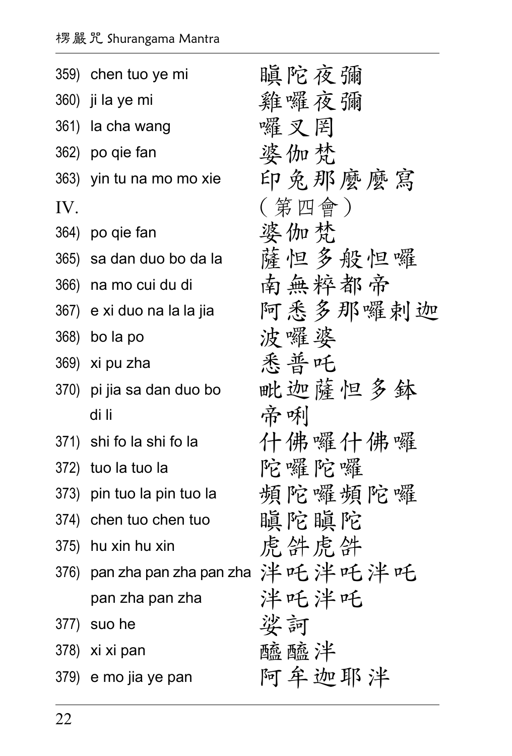| | | |
|---|---|---|
| 359) | chen tuo ye mi | 瞋陀夜彌 |
| 360) | ji la ye mi | 雞囉夜彌 |
| 361) | la cha wang | 囉叉罔 |
| 362) | po qie fan | 婆伽梵 |
| 363) | yin tu na mo mo xie | 印兔那麼麼寫 |
| IV. | | (第四會) |
| 364) | po qie fan | 婆伽梵 |
| 365) | sa dan duo bo da la | 薩怛多般怛囉 |
| 366) | na mo cui du di | 南無粹都帝 |
| 367) | e xi duo na la la jia | 阿悉多那囉剌迦 |
| 368) | bo la po | 波囉婆 |
| 369) | xi pu zha | 悉普吒 |
| 370) | pi jia sa dan duo bo di li | 毗迦薩怛多鉢帝唎 |
| 371) | shi fo la shi fo la | 什佛囉什佛囉 |
| 372) | tuo la tuo la | 陀囉陀囉 |
| 373) | pin tuo la pin tuo la | 頻陀囉頻陀囉 |
| 374) | chen tuo chen tuo | 瞋陀瞋陀 |
| 375) | hu xin hu xin | 虎鈝虎鈝 |
| 376) | pan zha pan zha pan zha pan zha pan zha | 泮吒泮吒泮吒泮吒泮吒 |
| 377) | suo he | 娑訶 |
| 378) | xi xi pan | 醯醯泮 |
| 379) | e mo jia ye pan | 阿牟迦耶泮 |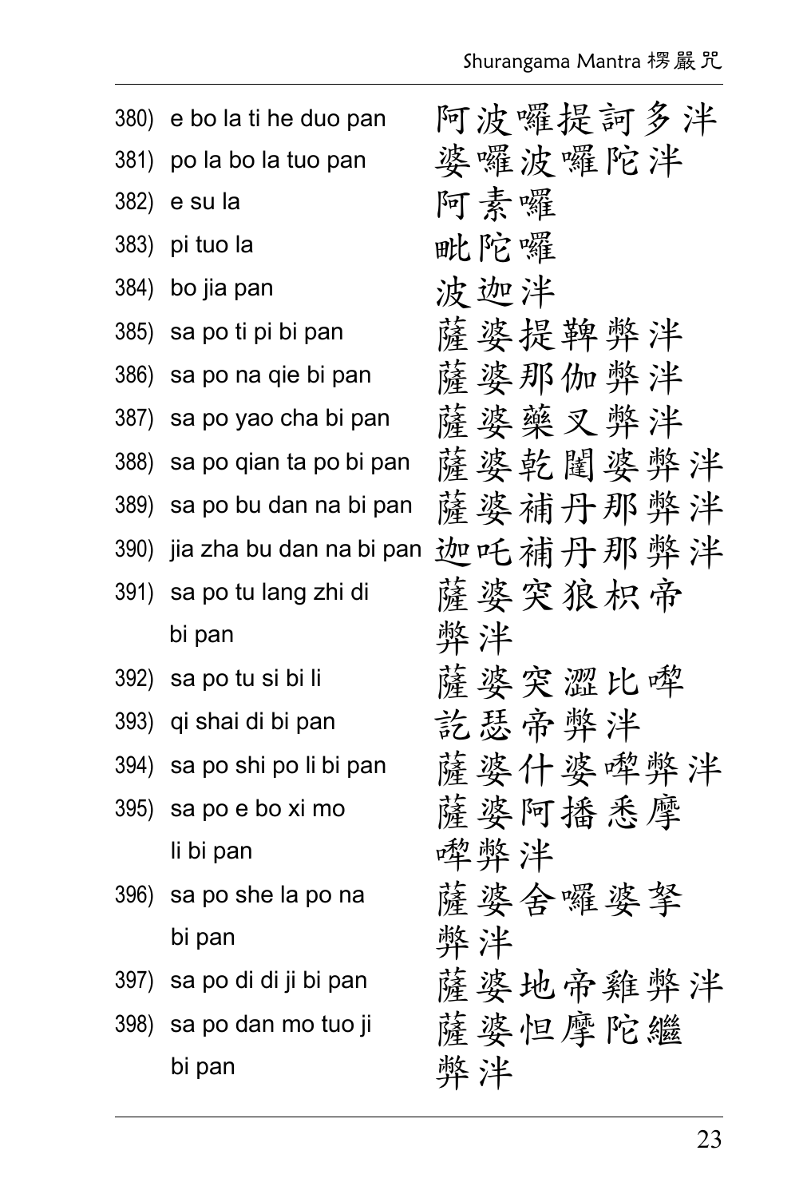380) e bo la ti he duo pan 阿波囉提訶多泮

381) po la bo la tuo pan 婆囉波囉陀泮

382) e su la 阿素囉

383) pi tuo la 毗陀囉

384) bo jia pan 波迦泮

385) sa po ti pi bi pan 薩婆提鞞弊泮

386) sa po na qie bi pan 薩婆那伽弊泮

387) sa po yao cha bi pan 薩婆藥叉弊泮

388) sa po qian ta po bi pan 薩婆乾闥婆弊泮

389) sa po bu dan na bi pan 薩婆補丹那弊泮

390) jia zha bu dan na bi pan 迦吒補丹那弊泮

391) sa po tu lang zhi di bi pan 薩婆突狼枳帝弊泮

392) sa po tu si bi li 薩婆突澀比嚟

393) qi shai di bi pan 訖瑟帝弊泮

394) sa po shi po li bi pan 薩婆什婆嚟弊泮

395) sa po e bo xi mo li bi pan 薩婆阿播悉摩嚟弊泮

396) sa po she la po na bi pan 薩婆舍囉婆拏弊泮

397) sa po di di ji bi pan 薩婆地帝雞弊泮

398) sa po dan mo tuo ji bi pan 薩婆怛摩陀繼弊泮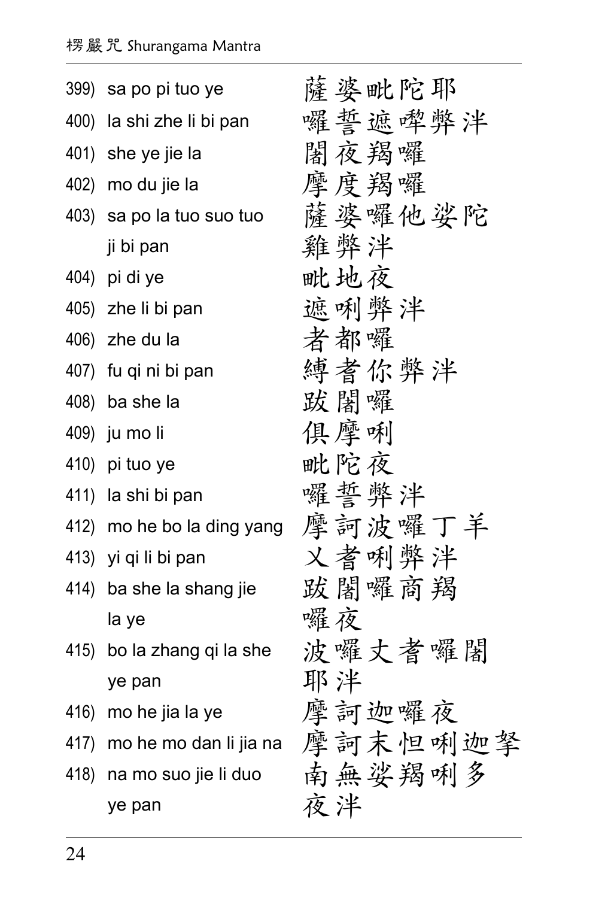| | | |
|---|---|---|
| 399) | sa po pi tuo ye | 薩婆毗陀耶 |
| 400) | la shi zhe li bi pan | 囉誓遮唎弊泮 |
| 401) | she ye jie la | 闍夜羯囉 |
| 402) | mo du jie la | 摩度羯囉 |
| 403) | sa po la tuo suo tuo ji bi pan | 薩婆囉他娑陀雞弊泮 |
| 404) | pi di ye | 毗地夜 |
| 405) | zhe li bi pan | 遮唎弊泮 |
| 406) | zhe du la | 者都囉 |
| 407) | fu qi ni bi pan | 縛耆你弊泮 |
| 408) | ba she la | 跋闍囉 |
| 409) | ju mo li | 俱摩唎 |
| 410) | pi tuo ye | 毗陀夜 |
| 411) | la shi bi pan | 囉誓弊泮 |
| 412) | mo he bo la ding yang | 摩訶波囉丁羊 |
| 413) | yi qi li bi pan | 乂耆唎弊泮 |
| 414) | ba she la shang jie la ye | 跋闍囉商羯囉夜 |
| 415) | bo la zhang qi la she ye pan | 波囉丈耆囉闍耶泮 |
| 416) | mo he jia la ye | 摩訶迦囉夜 |
| 417) | mo he mo dan li jia na | 摩訶末怛唎迦拏 |
| 418) | na mo suo jie li duo ye pan | 南無娑羯唎多夜泮 |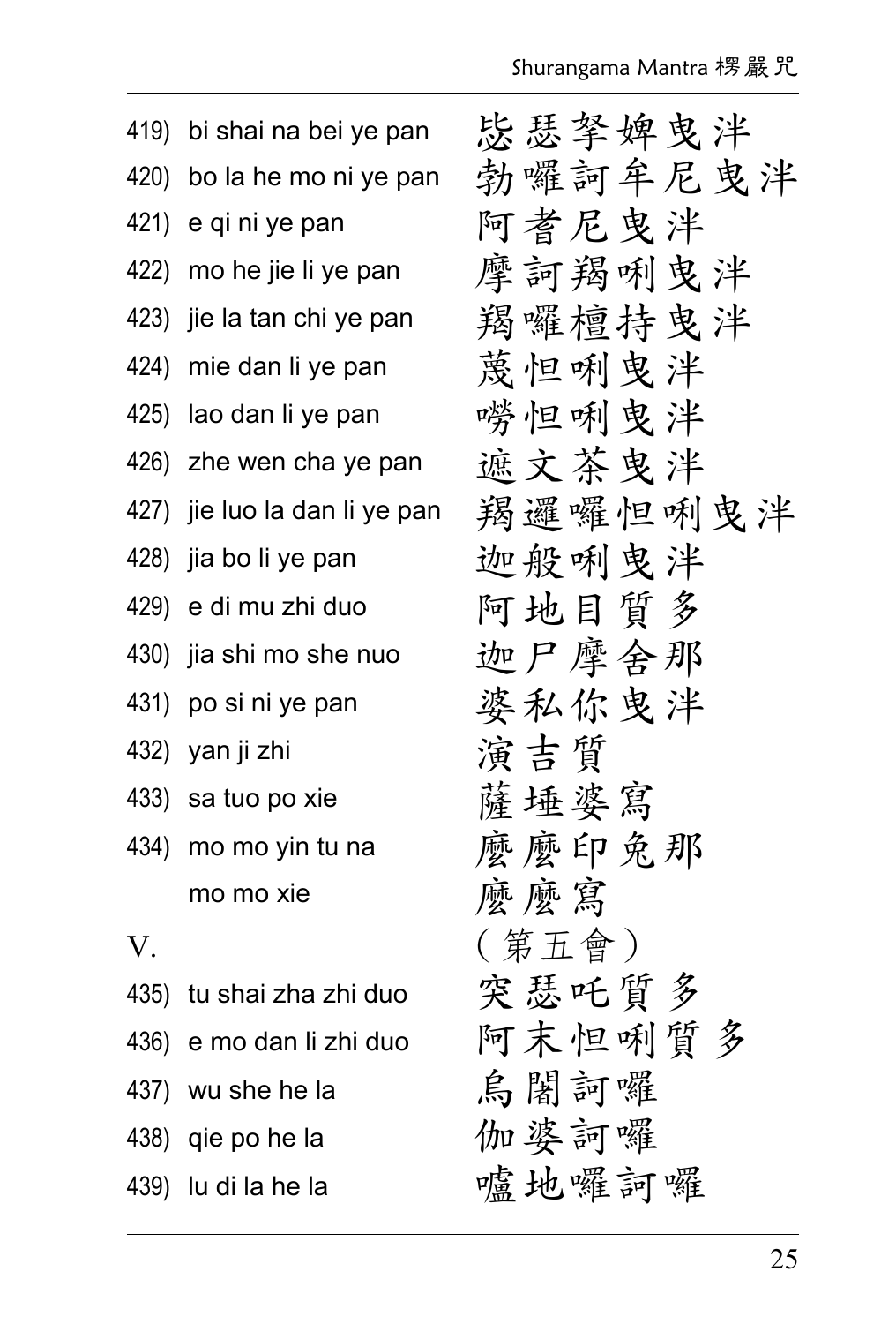| | | |
|---|---|---|
| 419) | bi shai na bei ye pan | 毖瑟拏婢曳泮 |
| 420) | bo la he mo ni ye pan | 勃囉訶牟尼曳泮 |
| 421) | e qi ni ye pan | 阿耆尼曳泮 |
| 422) | mo he jie li ye pan | 摩訶羯唎曳泮 |
| 423) | jie la tan chi ye pan | 羯囉檀持曳泮 |
| 424) | mie dan li ye pan | 蔑怛唎曳泮 |
| 425) | lao dan li ye pan | 嘮怛唎曳泮 |
| 426) | zhe wen cha ye pan | 遮文茶曳泮 |
| 427) | jie luo la dan li ye pan | 羯邏囉怛唎曳泮 |
| 428) | jia bo li ye pan | 迦般唎曳泮 |
| 429) | e di mu zhi duo | 阿地目質多 |
| 430) | jia shi mo she nuo | 迦尸摩舍那 |
| 431) | po si ni ye pan | 婆私你曳泮 |
| 432) | yan ji zhi | 演吉質 |
| 433) | sa tuo po xie | 薩埵婆寫 |
| 434) | mo mo yin tu na | 麼麼印兔那 |
| | mo mo xie | 麼麼寫 |
| V. | | （第五會） |
| 435) | tu shai zha zhi duo | 突瑟吒質多 |
| 436) | e mo dan li zhi duo | 阿末怛唎質多 |
| 437) | wu she he la | 烏闍訶囉 |
| 438) | qie po he la | 伽婆訶囉 |
| 439) | lu di la he la | 嚧地囉訶囉 |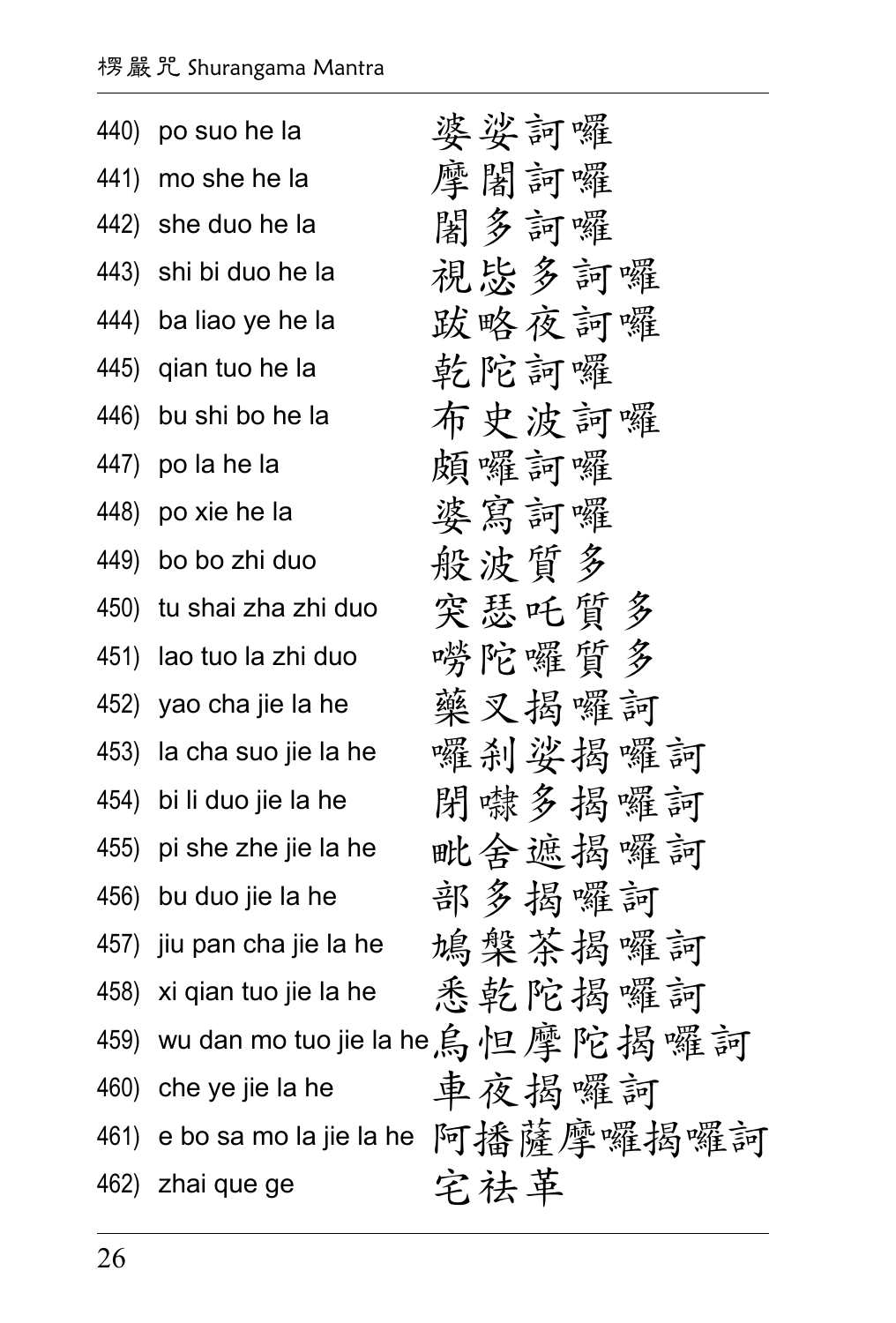440) po suo he la 婆娑訶囉

441) mo she he la 摩闍訶囉

442) she duo he la 闍多訶囉

443) shi bi duo he la 視毖多訶囉

444) ba liao ye he la 跋略夜訶囉

445) qian tuo he la 乾陀訶囉

446) bu shi bo he la 布史波訶囉

447) po la he la 頗囉訶囉

448) po xie he la 婆寫訶囉

449) bo bo zhi duo 般波質多

450) tu shai zha zhi duo 突瑟吒質多

451) lao tuo la zhi duo 嘮陀囉質多

452) yao cha jie la he 藥叉揭囉訶

453) la cha suo jie la he 囉刹娑揭囉訶

454) bi li duo jie la he 閉𠼝多揭囉訶

455) pi she zhe jie la he 毗舍遮揭囉訶

456) bu duo jie la he 部多揭囉訶

457) jiu pan cha jie la he 鳩槃茶揭囉訶

458) xi qian tuo jie la he 悉乾陀揭囉訶

459) wu dan mo tuo jie la he 烏怛摩陀揭囉訶

460) che ye jie la he 車夜揭囉訶

461) e bo sa mo la jie la he 阿播薩摩囉揭囉訶

462) zhai que ge 宅祛革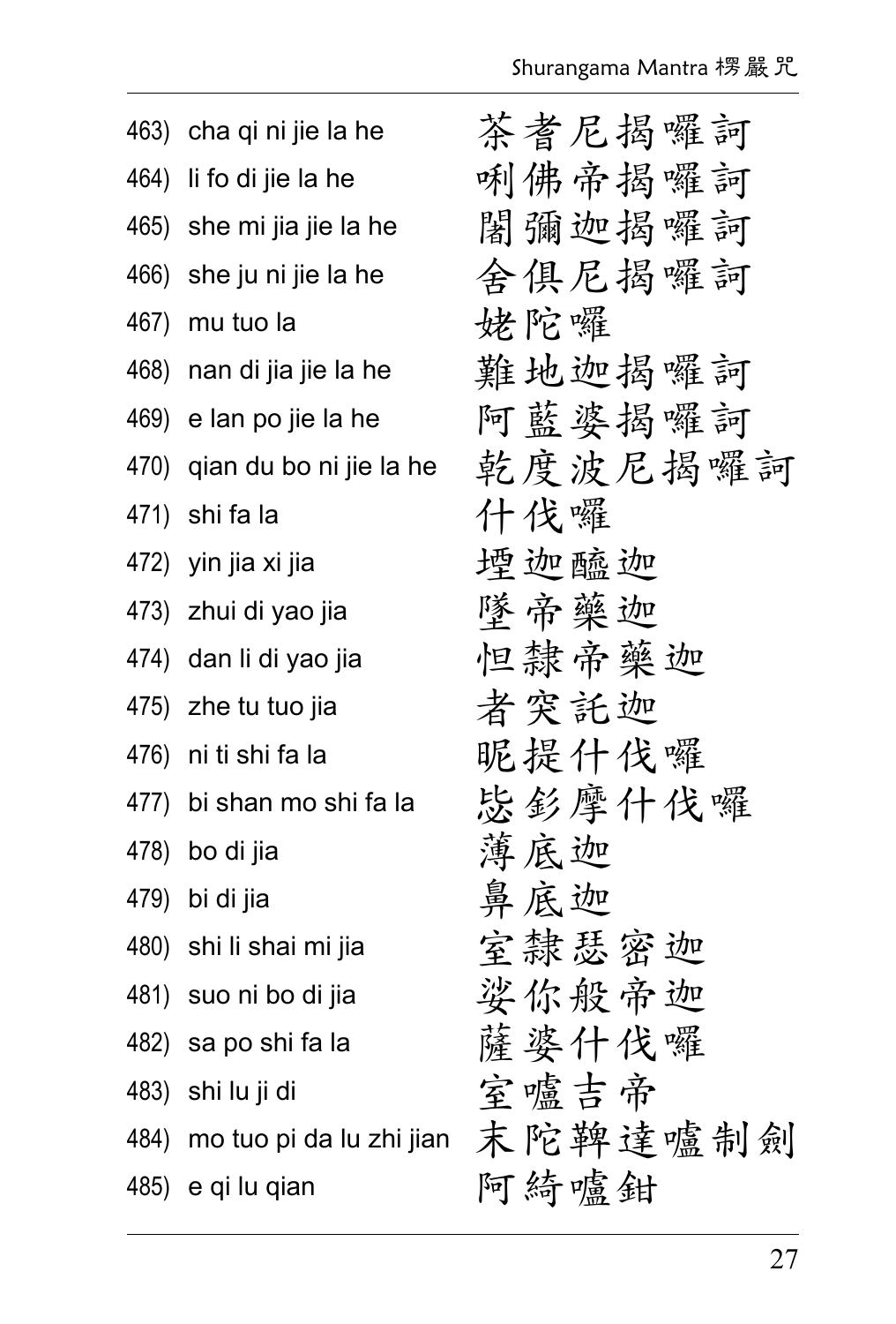| | | |
|---|---|---|
| 463) | cha qi ni jie la he | 茶耆尼揭囉訶 |
| 464) | li fo di jie la he | 唎佛帝揭囉訶 |
| 465) | she mi jia jie la he | 闍彌迦揭囉訶 |
| 466) | she ju ni jie la he | 舍俱尼揭囉訶 |
| 467) | mu tuo la | 姥陀囉 |
| 468) | nan di jia jie la he | 難地迦揭囉訶 |
| 469) | e lan po jie la he | 阿藍婆揭囉訶 |
| 470) | qian du bo ni jie la he | 乾度波尼揭囉訶 |
| 471) | shi fa la | 什伐囉 |
| 472) | yin jia xi jia | 堙迦醯迦 |
| 473) | zhui di yao jia | 墜帝藥迦 |
| 474) | dan li di yao jia | 怛隸帝藥迦 |
| 475) | zhe tu tuo jia | 者突託迦 |
| 476) | ni ti shi fa la | 昵提什伐囉 |
| 477) | bi shan mo shi fa la | 毖釤摩什伐囉 |
| 478) | bo di jia | 薄底迦 |
| 479) | bi di jia | 鼻底迦 |
| 480) | shi li shai mi jia | 室隸瑟密迦 |
| 481) | suo ni bo di jia | 娑你般帝迦 |
| 482) | sa po shi fa la | 薩婆什伐囉 |
| 483) | shi lu ji di | 室嚧吉帝 |
| 484) | mo tuo pi da lu zhi jian | 末陀鞞達嚧制劍 |
| 485) | e qi lu qian | 阿綺嚧鉗 |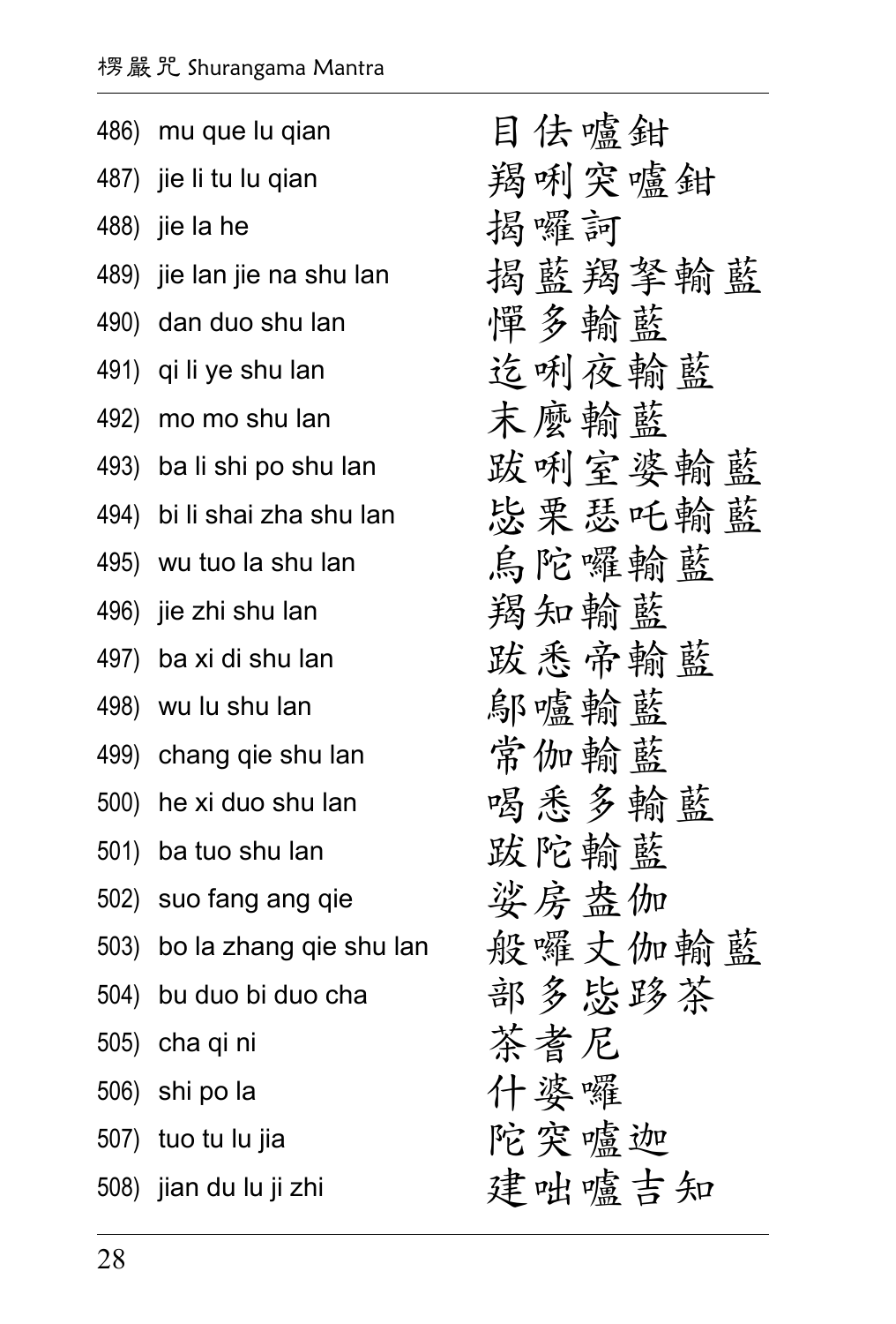486) mu que lu qian 目佉嚧鉗

487) jie li tu lu qian 羯唎突嚧鉗

488) jie la he 揭囉訶

489) jie lan jie na shu lan 揭藍羯拏輸藍

490) dan duo shu lan 憚多輸藍

491) qi li ye shu lan 迄唎夜輸藍

492) mo mo shu lan 末麼輸藍

493) ba li shi po shu lan 跋唎室婆輸藍

494) bi li shai zha shu lan 毖栗瑟吒輸藍

495) wu tuo la shu lan 烏陀囉輸藍

496) jie zhi shu lan 羯知輸藍

497) ba xi di shu lan 跋悉帝輸藍

498) wu lu shu lan 鄔嚧輸藍

499) chang qie shu lan 常伽輸藍

500) he xi duo shu lan 喝悉多輸藍

501) ba tuo shu lan 跋陀輸藍

502) suo fang ang qie 娑房盎伽

503) bo la zhang qie shu lan 般囉丈伽輸藍

504) bu duo bi duo cha 部多毖跢茶

505) cha qi ni 茶耆尼

506) shi po la 什婆囉

507) tuo tu lu jia 陀突嚧迦

508) jian du lu ji zhi 建咄嚧吉知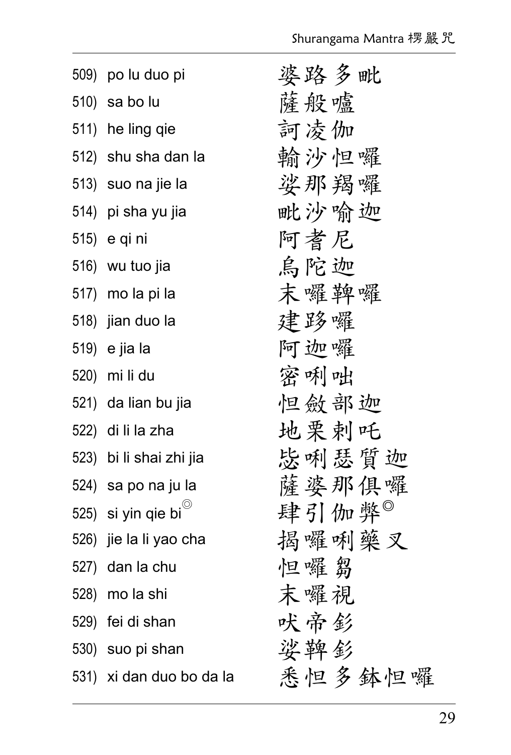509) po lu duo pi 婆路多毗

510) sa bo lu 薩般嚧

511) he ling qie 訶凌伽

512) shu sha dan la 輸沙怛囉

513) suo na jie la 娑那羯囉

514) pi sha yu jia 毗沙喻迦

515) e qi ni 阿耆尼

516) wu tuo jia 烏陀迦

517) mo la pi la 末囉鞞囉

518) jian duo la 建跢囉

519) e jia la 阿迦囉

520) mi li du 密唎咄

521) da lian bu jia 怛斂部迦

522) di li la zha 地栗剌吒

523) bi li shai zhi jia 毖唎瑟質迦

524) sa po na ju la 薩婆那俱囉

525) si yin qie bi◎ 肆引伽弊◎

526) jie la li yao cha 揭囉唎藥叉

527) dan la chu 怛囉芻

528) mo la shi 末囉視

529) fei di shan 吠帝釤

530) suo pi shan 娑鞞釤

531) xi dan duo bo da la 悉怛多鉢怛囉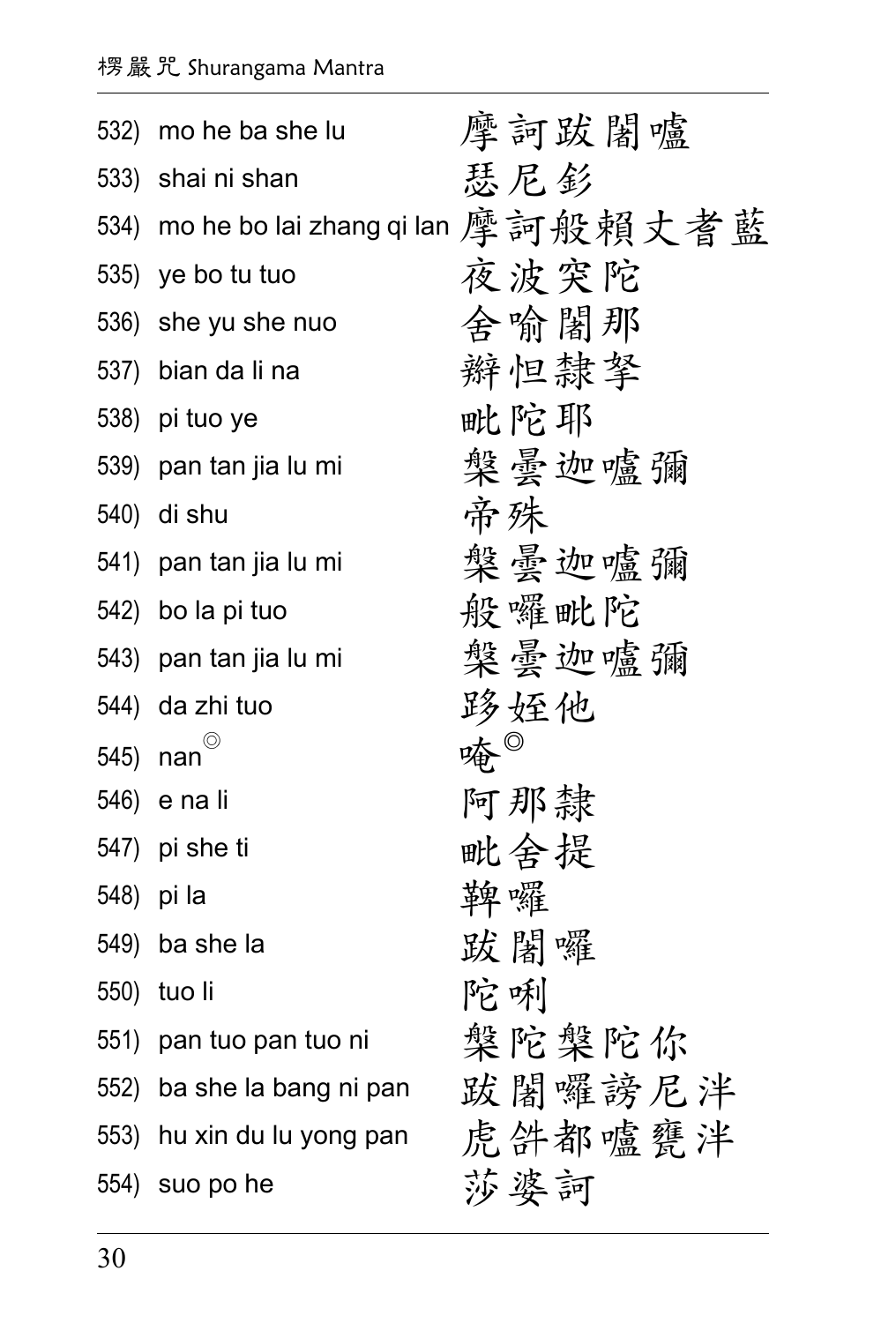| | | |
|---|---|---|
| 532) | mo he ba she lu | 摩訶跋闍嚧 |
| 533) | shai ni shan | 瑟尼釤 |
| 534) | mo he bo lai zhang qi lan | 摩訶般賴丈耆藍 |
| 535) | ye bo tu tuo | 夜波突陀 |
| 536) | she yu she nuo | 舍喻闍那 |
| 537) | bian da li na | 辮怛隸拏 |
| 538) | pi tuo ye | 毗陀耶 |
| 539) | pan tan jia lu mi | 槃曇迦嚧彌 |
| 540) | di shu | 帝殊 |
| 541) | pan tan jia lu mi | 槃曇迦嚧彌 |
| 542) | bo la pi tuo | 般囉毗陀 |
| 543) | pan tan jia lu mi | 槃曇迦嚧彌 |
| 544) | da zhi tuo | 跢姪他 |
| 545) | nan◎ | 唵◎ |
| 546) | e na li | 阿那隸 |
| 547) | pi she ti | 毗舍提 |
| 548) | pi la | 鞞囉 |
| 549) | ba she la | 跋闍囉 |
| 550) | tuo li | 陀唎 |
| 551) | pan tuo pan tuo ni | 槃陀槃陀你 |
| 552) | ba she la bang ni pan | 跋闍囉謗尼泮 |
| 553) | hu xin du lu yong pan | 虎許都嚧甕泮 |
| 554) | suo po he | 莎婆訶 |